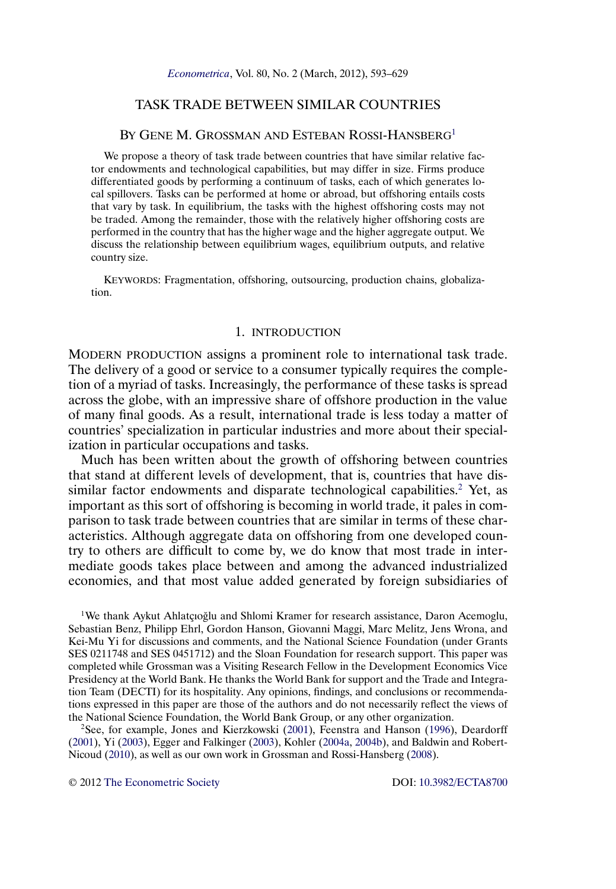# TASK TRADE BETWEEN SIMILAR COUNTRIES

BY GENE M. GROSSMAN AND ESTEBAN ROSSI-HANSBERG[1]

We propose a theory of task trade between countries that have similar relative factor endowments and technological capabilities, but may differ in size. Firms produce differentiated goods by performing a continuum of tasks, each of which generates local spillovers. Tasks can be performed at home or abroad, but offshoring entails costs that vary by task. In equilibrium, the tasks with the highest offshoring costs may not be traded. Among the remainder, those with the relatively higher offshoring costs are performed in the country that has the higher wage and the higher aggregate output. We discuss the relationship between equilibrium wages, equilibrium outputs, and relative country size.

KEYWORDS: Fragmentation, offshoring, outsourcing, production chains, globalization.

## 1. INTRODUCTION

MODERN PRODUCTION assigns a prominent role to international task trade. The delivery of a good or service to a consumer typically requires the completion of a myriad of tasks. Increasingly, the performance of these tasks is spread across the globe, with an impressive share of offshore production in the value of many final goods. As a result, international trade is less today a matter of countries' specialization in particular industries and more about their specialization in particular occupations and tasks.

Much has been written about the growth of offshoring between countries that stand at different levels of development, that is, countries that have dissimilar factor endowments and disparate technological capabilities.[2] Yet, as important as this sort of offshoring is becoming in world trade, it pales in comparison to task trade between countries that are similar in terms of these characteristics. Although aggregate data on offshoring from one developed country to others are difficult to come by, we do know that most trade in intermediate goods takes place between and among the advanced industrialized economies, and that most value added generated by foreign subsidiaries of

[1] We thank Aykut Ahlatçıoğlu and Shlomi Kramer for research assistance, Daron Acemoglu, Sebastian Benz, Philipp Ehrl, Gordon Hanson, Giovanni Maggi, Marc Melitz, Jens Wrona, and Kei-Mu Yi for discussions and comments, and the National Science Foundation (under Grants SES 0211748 and SES 0451712) and the Sloan Foundation for research support. This paper was completed while Grossman was a Visiting Research Fellow in the Development Economics Vice Presidency at the World Bank. He thanks the World Bank for support and the Trade and Integration Team (DECTI) for its hospitality. Any opinions, findings, and conclusions or recommendations expressed in this paper are those of the authors and do not necessarily reflect the views of the National Science Foundation, the World Bank Group, or any other organization.

[2] See, for example, Jones and Kierzkowski (2001), Feenstra and Hanson (1996), Deardorff (2001), Yi (2003), Egger and Falkinger (2003), Kohler (2004a, 2004b), and Baldwin and Robert-Nicoud (2010), as well as our own work in Grossman and Rossi-Hansberg (2008).

© 2012 The Econometric Society DOI: 10.3982/ECTA8700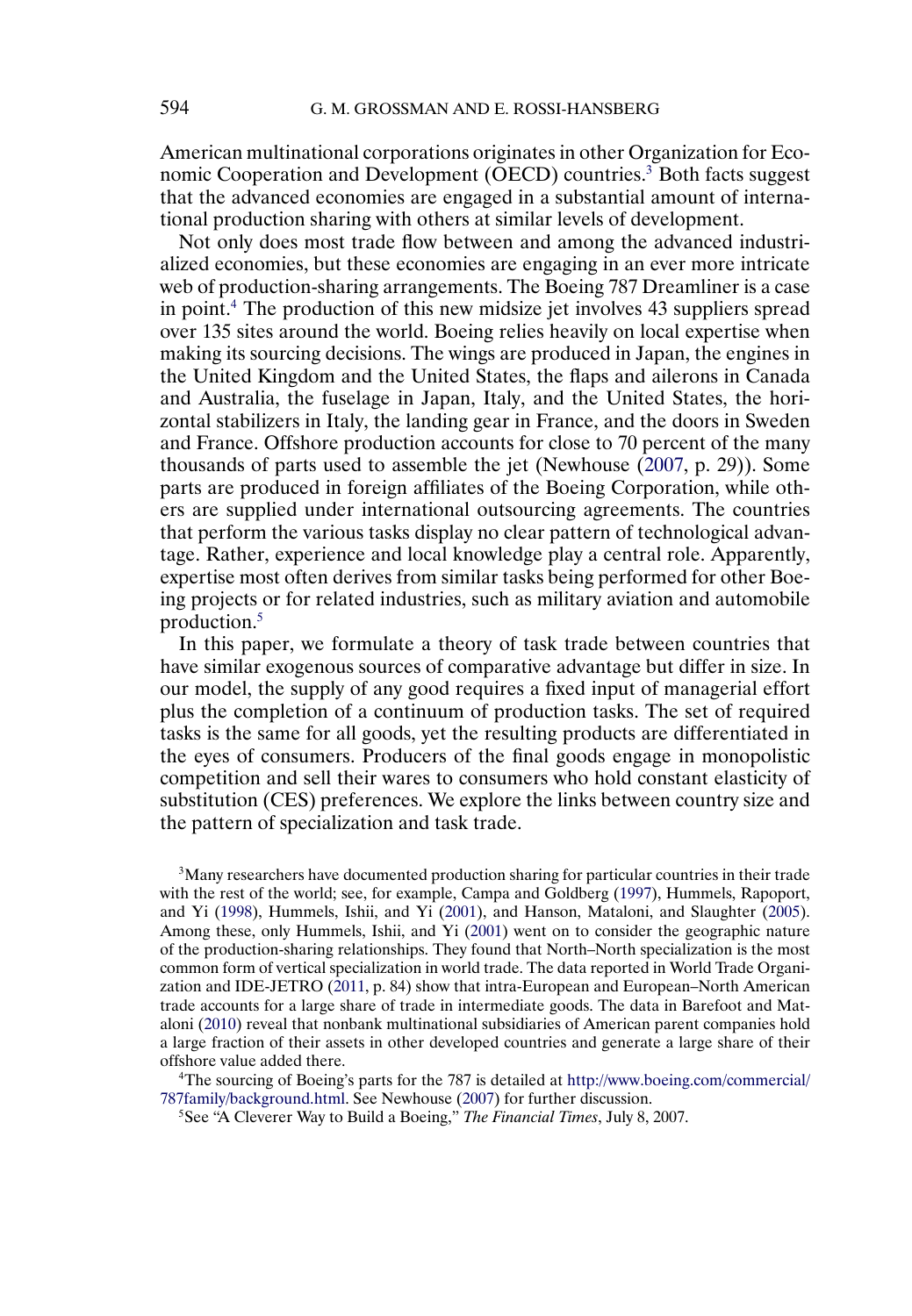American multinational corporations originates in other Organization for Economic Cooperation and Development (OECD) countries.[3] Both facts suggest that the advanced economies are engaged in a substantial amount of international production sharing with others at similar levels of development.

Not only does most trade flow between and among the advanced industrialized economies, but these economies are engaging in an ever more intricate web of production-sharing arrangements. The Boeing 787 Dreamliner is a case in point.[4] The production of this new midsize jet involves 43 suppliers spread over 135 sites around the world. Boeing relies heavily on local expertise when making its sourcing decisions. The wings are produced in Japan, the engines in the United Kingdom and the United States, the flaps and ailerons in Canada and Australia, the fuselage in Japan, Italy, and the United States, the horizontal stabilizers in Italy, the landing gear in France, and the doors in Sweden and France. Offshore production accounts for close to 70 percent of the many thousands of parts used to assemble the jet (Newhouse (2007, p. 29)). Some parts are produced in foreign affiliates of the Boeing Corporation, while others are supplied under international outsourcing agreements. The countries that perform the various tasks display no clear pattern of technological advantage. Rather, experience and local knowledge play a central role. Apparently, expertise most often derives from similar tasks being performed for other Boeing projects or for related industries, such as military aviation and automobile production.[5]

In this paper, we formulate a theory of task trade between countries that have similar exogenous sources of comparative advantage but differ in size. In our model, the supply of any good requires a fixed input of managerial effort plus the completion of a continuum of production tasks. The set of required tasks is the same for all goods, yet the resulting products are differentiated in the eyes of consumers. Producers of the final goods engage in monopolistic competition and sell their wares to consumers who hold constant elasticity of substitution (CES) preferences. We explore the links between country size and the pattern of specialization and task trade.

[3]Many researchers have documented production sharing for particular countries in their trade with the rest of the world; see, for example, Campa and Goldberg (1997), Hummels, Rapoport, and Yi (1998), Hummels, Ishii, and Yi (2001), and Hanson, Mataloni, and Slaughter (2005). Among these, only Hummels, Ishii, and Yi (2001) went on to consider the geographic nature of the production-sharing relationships. They found that North–North specialization is the most common form of vertical specialization in world trade. The data reported in World Trade Organization and IDE-JETRO (2011, p. 84) show that intra-European and European–North American trade accounts for a large share of trade in intermediate goods. The data in Barefoot and Mataloni (2010) reveal that nonbank multinational subsidiaries of American parent companies hold a large fraction of their assets in other developed countries and generate a large share of their offshore value added there.

[4]The sourcing of Boeing's parts for the 787 is detailed at http://www.boeing.com/commercial/787family/background.html. See Newhouse (2007) for further discussion.

[5]See "A Cleverer Way to Build a Boeing," *The Financial Times*, July 8, 2007.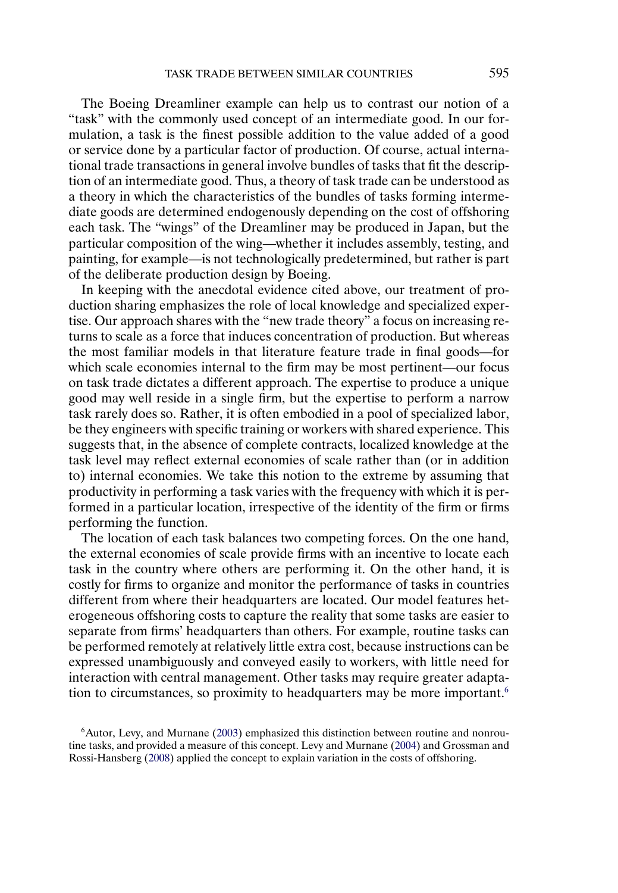The Boeing Dreamliner example can help us to contrast our notion of a "task" with the commonly used concept of an intermediate good. In our formulation, a task is the finest possible addition to the value added of a good or service done by a particular factor of production. Of course, actual international trade transactions in general involve bundles of tasks that fit the description of an intermediate good. Thus, a theory of task trade can be understood as a theory in which the characteristics of the bundles of tasks forming intermediate goods are determined endogenously depending on the cost of offshoring each task. The "wings" of the Dreamliner may be produced in Japan, but the particular composition of the wing—whether it includes assembly, testing, and painting, for example—is not technologically predetermined, but rather is part of the deliberate production design by Boeing.

In keeping with the anecdotal evidence cited above, our treatment of production sharing emphasizes the role of local knowledge and specialized expertise. Our approach shares with the "new trade theory" a focus on increasing returns to scale as a force that induces concentration of production. But whereas the most familiar models in that literature feature trade in final goods—for which scale economies internal to the firm may be most pertinent—our focus on task trade dictates a different approach. The expertise to produce a unique good may well reside in a single firm, but the expertise to perform a narrow task rarely does so. Rather, it is often embodied in a pool of specialized labor, be they engineers with specific training or workers with shared experience. This suggests that, in the absence of complete contracts, localized knowledge at the task level may reflect external economies of scale rather than (or in addition to) internal economies. We take this notion to the extreme by assuming that productivity in performing a task varies with the frequency with which it is performed in a particular location, irrespective of the identity of the firm or firms performing the function.

The location of each task balances two competing forces. On the one hand, the external economies of scale provide firms with an incentive to locate each task in the country where others are performing it. On the other hand, it is costly for firms to organize and monitor the performance of tasks in countries different from where their headquarters are located. Our model features heterogeneous offshoring costs to capture the reality that some tasks are easier to separate from firms' headquarters than others. For example, routine tasks can be performed remotely at relatively little extra cost, because instructions can be expressed unambiguously and conveyed easily to workers, with little need for interaction with central management. Other tasks may require greater adaptation to circumstances, so proximity to headquarters may be more important.[6]

[6]Autor, Levy, and Murnane (2003) emphasized this distinction between routine and nonroutine tasks, and provided a measure of this concept. Levy and Murnane (2004) and Grossman and Rossi-Hansberg (2008) applied the concept to explain variation in the costs of offshoring.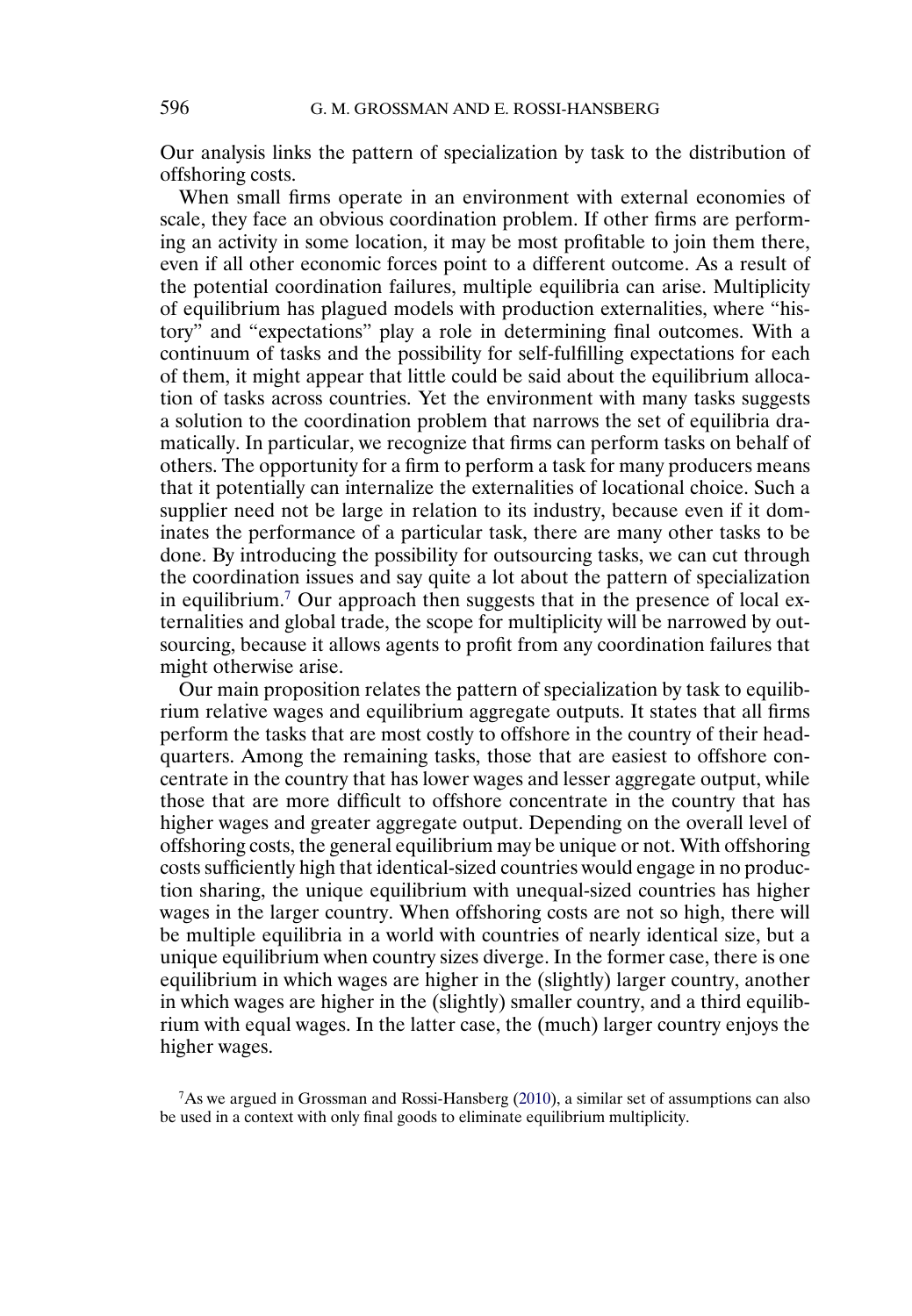Our analysis links the pattern of specialization by task to the distribution of offshoring costs.

When small firms operate in an environment with external economies of scale, they face an obvious coordination problem. If other firms are performing an activity in some location, it may be most profitable to join them there, even if all other economic forces point to a different outcome. As a result of the potential coordination failures, multiple equilibria can arise. Multiplicity of equilibrium has plagued models with production externalities, where "history" and "expectations" play a role in determining final outcomes. With a continuum of tasks and the possibility for self-fulfilling expectations for each of them, it might appear that little could be said about the equilibrium allocation of tasks across countries. Yet the environment with many tasks suggests a solution to the coordination problem that narrows the set of equilibria dramatically. In particular, we recognize that firms can perform tasks on behalf of others. The opportunity for a firm to perform a task for many producers means that it potentially can internalize the externalities of locational choice. Such a supplier need not be large in relation to its industry, because even if it dominates the performance of a particular task, there are many other tasks to be done. By introducing the possibility for outsourcing tasks, we can cut through the coordination issues and say quite a lot about the pattern of specialization in equilibrium.[7] Our approach then suggests that in the presence of local externalities and global trade, the scope for multiplicity will be narrowed by outsourcing, because it allows agents to profit from any coordination failures that might otherwise arise.

Our main proposition relates the pattern of specialization by task to equilibrium relative wages and equilibrium aggregate outputs. It states that all firms perform the tasks that are most costly to offshore in the country of their headquarters. Among the remaining tasks, those that are easiest to offshore concentrate in the country that has lower wages and lesser aggregate output, while those that are more difficult to offshore concentrate in the country that has higher wages and greater aggregate output. Depending on the overall level of offshoring costs, the general equilibrium may be unique or not. With offshoring costs sufficiently high that identical-sized countries would engage in no production sharing, the unique equilibrium with unequal-sized countries has higher wages in the larger country. When offshoring costs are not so high, there will be multiple equilibria in a world with countries of nearly identical size, but a unique equilibrium when country sizes diverge. In the former case, there is one equilibrium in which wages are higher in the (slightly) larger country, another in which wages are higher in the (slightly) smaller country, and a third equilibrium with equal wages. In the latter case, the (much) larger country enjoys the higher wages.

[7]As we argued in Grossman and Rossi-Hansberg (2010), a similar set of assumptions can also be used in a context with only final goods to eliminate equilibrium multiplicity.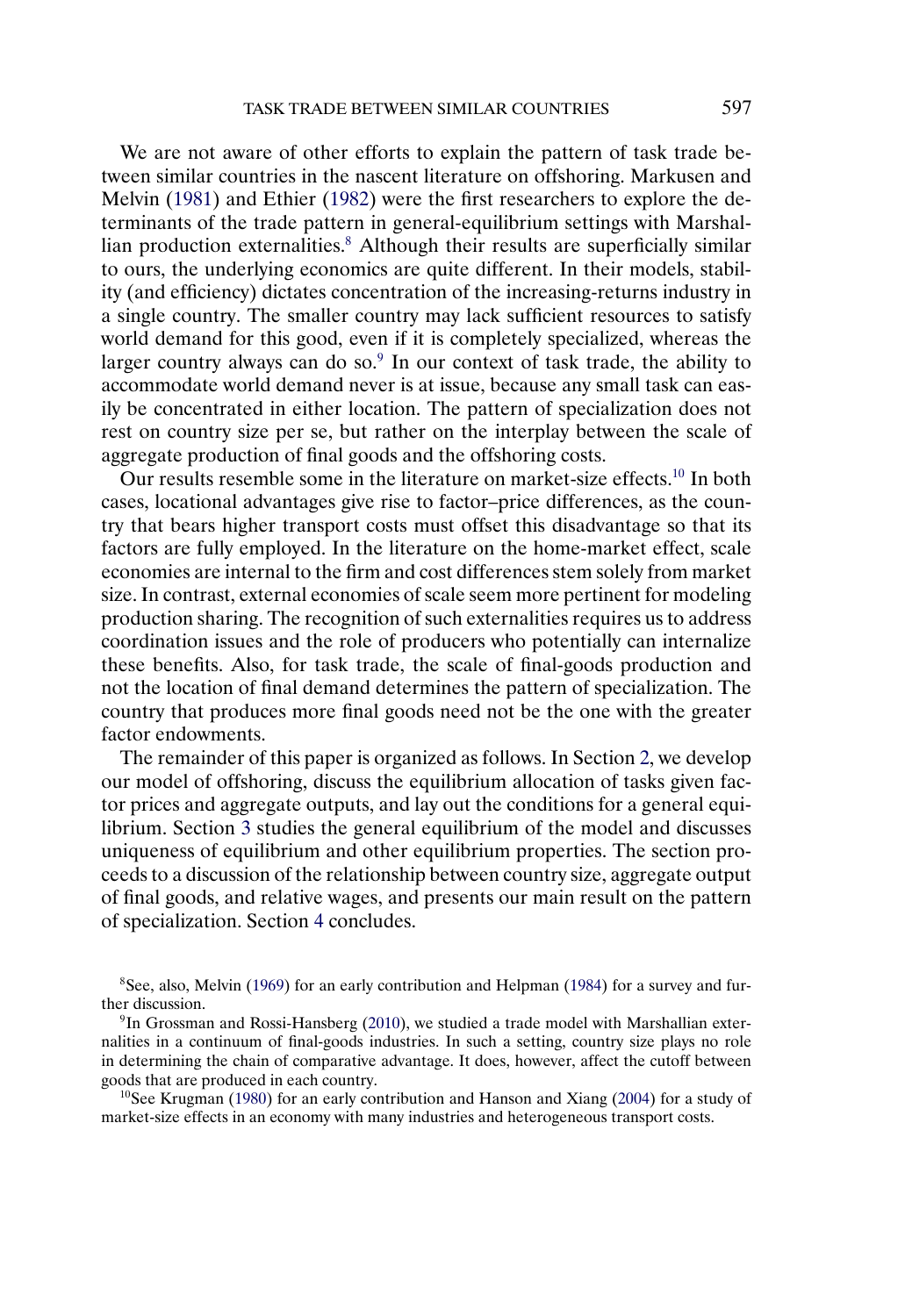We are not aware of other efforts to explain the pattern of task trade between similar countries in the nascent literature on offshoring. Markusen and Melvin (1981) and Ethier (1982) were the first researchers to explore the determinants of the trade pattern in general-equilibrium settings with Marshallian production externalities.[8] Although their results are superficially similar to ours, the underlying economics are quite different. In their models, stability (and efficiency) dictates concentration of the increasing-returns industry in a single country. The smaller country may lack sufficient resources to satisfy world demand for this good, even if it is completely specialized, whereas the larger country always can do so.[9] In our context of task trade, the ability to accommodate world demand never is at issue, because any small task can easily be concentrated in either location. The pattern of specialization does not rest on country size per se, but rather on the interplay between the scale of aggregate production of final goods and the offshoring costs.

Our results resemble some in the literature on market-size effects.[10] In both cases, locational advantages give rise to factor–price differences, as the country that bears higher transport costs must offset this disadvantage so that its factors are fully employed. In the literature on the home-market effect, scale economies are internal to the firm and cost differences stem solely from market size. In contrast, external economies of scale seem more pertinent for modeling production sharing. The recognition of such externalities requires us to address coordination issues and the role of producers who potentially can internalize these benefits. Also, for task trade, the scale of final-goods production and not the location of final demand determines the pattern of specialization. The country that produces more final goods need not be the one with the greater factor endowments.

The remainder of this paper is organized as follows. In Section 2, we develop our model of offshoring, discuss the equilibrium allocation of tasks given factor prices and aggregate outputs, and lay out the conditions for a general equilibrium. Section 3 studies the general equilibrium of the model and discusses uniqueness of equilibrium and other equilibrium properties. The section proceeds to a discussion of the relationship between country size, aggregate output of final goods, and relative wages, and presents our main result on the pattern of specialization. Section 4 concludes.

[8] See, also, Melvin (1969) for an early contribution and Helpman (1984) for a survey and further discussion.

[9] In Grossman and Rossi-Hansberg (2010), we studied a trade model with Marshallian externalities in a continuum of final-goods industries. In such a setting, country size plays no role in determining the chain of comparative advantage. It does, however, affect the cutoff between goods that are produced in each country.

[10] See Krugman (1980) for an early contribution and Hanson and Xiang (2004) for a study of market-size effects in an economy with many industries and heterogeneous transport costs.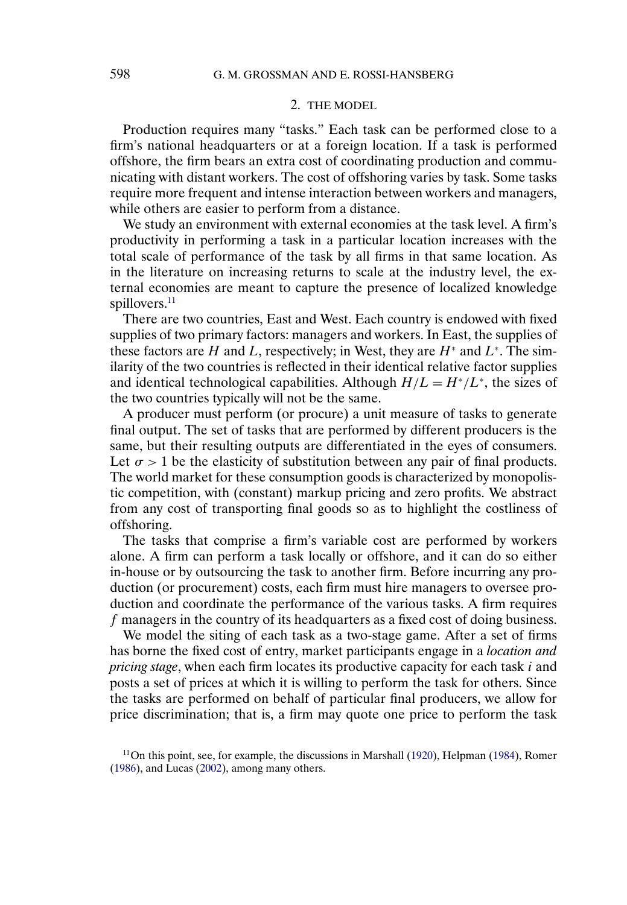## 2. THE MODEL

Production requires many "tasks." Each task can be performed close to a firm's national headquarters or at a foreign location. If a task is performed offshore, the firm bears an extra cost of coordinating production and communicating with distant workers. The cost of offshoring varies by task. Some tasks require more frequent and intense interaction between workers and managers, while others are easier to perform from a distance.

We study an environment with external economies at the task level. A firm's productivity in performing a task in a particular location increases with the total scale of performance of the task by all firms in that same location. As in the literature on increasing returns to scale at the industry level, the external economies are meant to capture the presence of localized knowledge spillovers.[11]

There are two countries, East and West. Each country is endowed with fixed supplies of two primary factors: managers and workers. In East, the supplies of these factors are $H$ and $L$, respectively; in West, they are $H^*$ and $L^*$. The similarity of the two countries is reflected in their identical relative factor supplies and identical technological capabilities. Although $H/L = H^*/L^*$, the sizes of the two countries typically will not be the same.

A producer must perform (or procure) a unit measure of tasks to generate final output. The set of tasks that are performed by different producers is the same, but their resulting outputs are differentiated in the eyes of consumers. Let $\sigma > 1$ be the elasticity of substitution between any pair of final products. The world market for these consumption goods is characterized by monopolistic competition, with (constant) markup pricing and zero profits. We abstract from any cost of transporting final goods so as to highlight the costliness of offshoring.

The tasks that comprise a firm's variable cost are performed by workers alone. A firm can perform a task locally or offshore, and it can do so either in-house or by outsourcing the task to another firm. Before incurring any production (or procurement) costs, each firm must hire managers to oversee production and coordinate the performance of the various tasks. A firm requires $f$ managers in the country of its headquarters as a fixed cost of doing business.

We model the siting of each task as a two-stage game. After a set of firms has borne the fixed cost of entry, market participants engage in a *location and pricing stage*, when each firm locates its productive capacity for each task $i$ and posts a set of prices at which it is willing to perform the task for others. Since the tasks are performed on behalf of particular final producers, we allow for price discrimination; that is, a firm may quote one price to perform the task

[11] On this point, see, for example, the discussions in Marshall (1920), Helpman (1984), Romer (1986), and Lucas (2002), among many others.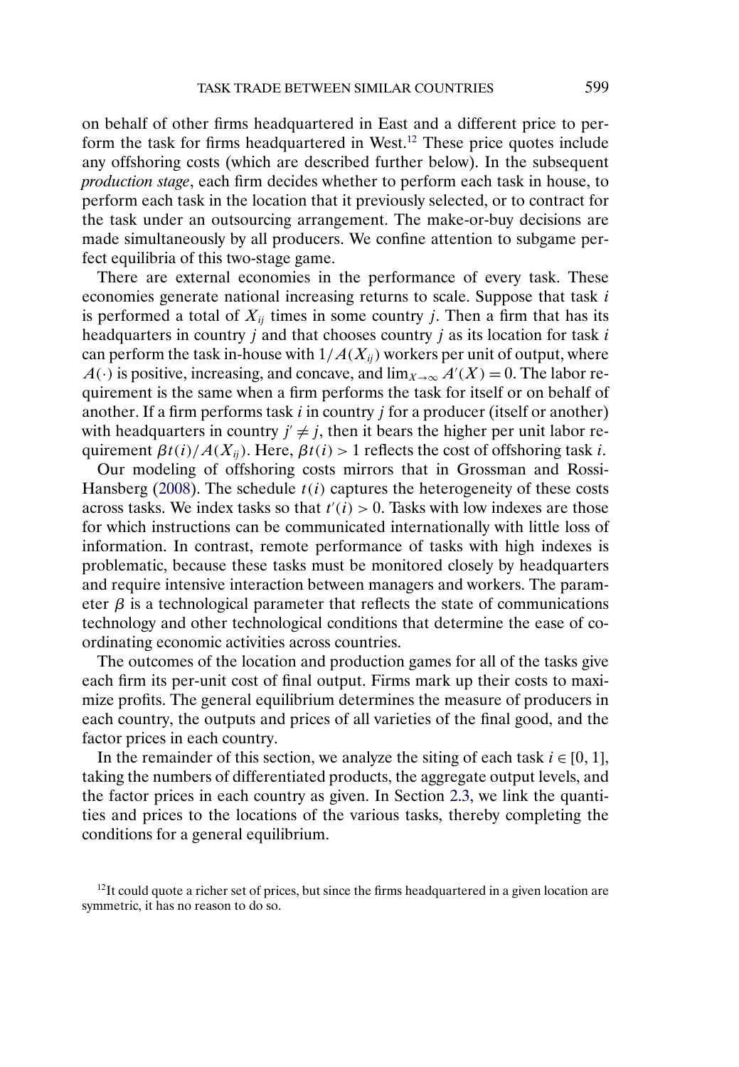on behalf of other firms headquartered in East and a different price to perform the task for firms headquartered in West.[12] These price quotes include any offshoring costs (which are described further below). In the subsequent *production stage*, each firm decides whether to perform each task in house, to perform each task in the location that it previously selected, or to contract for the task under an outsourcing arrangement. The make-or-buy decisions are made simultaneously by all producers. We confine attention to subgame perfect equilibria of this two-stage game.

There are external economies in the performance of every task. These economies generate national increasing returns to scale. Suppose that task $i$ is performed a total of $X_{ij}$ times in some country $j$. Then a firm that has its headquarters in country $j$ and that chooses country $j$ as its location for task $i$ can perform the task in-house with $1/A(X_{ij})$ workers per unit of output, where $A(\cdot)$ is positive, increasing, and concave, and $\lim_{X\to\infty} A'(X) = 0$. The labor requirement is the same when a firm performs the task for itself or on behalf of another. If a firm performs task $i$ in country $j$ for a producer (itself or another) with headquarters in country $j' \neq j$, then it bears the higher per unit labor requirement $\beta t(i)/A(X_{ij})$. Here, $\beta t(i) > 1$ reflects the cost of offshoring task $i$.

Our modeling of offshoring costs mirrors that in Grossman and Rossi-Hansberg (2008). The schedule $t(i)$ captures the heterogeneity of these costs across tasks. We index tasks so that $t'(i) > 0$. Tasks with low indexes are those for which instructions can be communicated internationally with little loss of information. In contrast, remote performance of tasks with high indexes is problematic, because these tasks must be monitored closely by headquarters and require intensive interaction between managers and workers. The parameter $\beta$ is a technological parameter that reflects the state of communications technology and other technological conditions that determine the ease of coordinating economic activities across countries.

The outcomes of the location and production games for all of the tasks give each firm its per-unit cost of final output. Firms mark up their costs to maximize profits. The general equilibrium determines the measure of producers in each country, the outputs and prices of all varieties of the final good, and the factor prices in each country.

In the remainder of this section, we analyze the siting of each task $i \in [0, 1]$, taking the numbers of differentiated products, the aggregate output levels, and the factor prices in each country as given. In Section 2.3, we link the quantities and prices to the locations of the various tasks, thereby completing the conditions for a general equilibrium.

[12] It could quote a richer set of prices, but since the firms headquartered in a given location are symmetric, it has no reason to do so.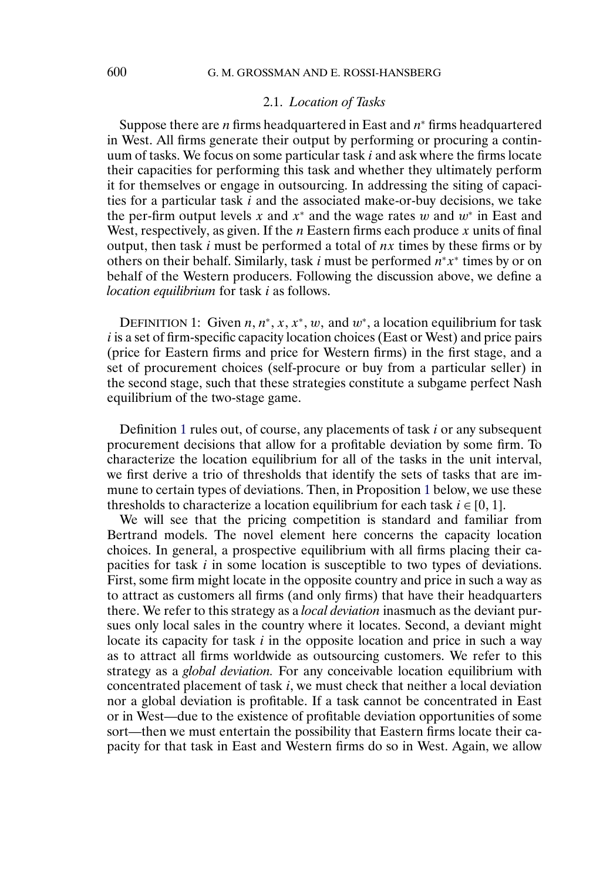### 2.1. *Location of Tasks*

Suppose there are $n$ firms headquartered in East and $n^*$ firms headquartered in West. All firms generate their output by performing or procuring a continuum of tasks. We focus on some particular task $i$ and ask where the firms locate their capacities for performing this task and whether they ultimately perform it for themselves or engage in outsourcing. In addressing the siting of capacities for a particular task $i$ and the associated make-or-buy decisions, we take the per-firm output levels $x$ and $x^*$ and the wage rates $w$ and $w^*$ in East and West, respectively, as given. If the $n$ Eastern firms each produce $x$ units of final output, then task $i$ must be performed a total of $nx$ times by these firms or by others on their behalf. Similarly, task $i$ must be performed $n^*x^*$ times by or on behalf of the Western producers. Following the discussion above, we define a *location equilibrium* for task $i$ as follows.

DEFINITION 1: Given $n, n^*, x, x^*, w$, and $w^*$, a location equilibrium for task $i$ is a set of firm-specific capacity location choices (East or West) and price pairs (price for Eastern firms and price for Western firms) in the first stage, and a set of procurement choices (self-procure or buy from a particular seller) in the second stage, such that these strategies constitute a subgame perfect Nash equilibrium of the two-stage game.

Definition 1 rules out, of course, any placements of task $i$ or any subsequent procurement decisions that allow for a profitable deviation by some firm. To characterize the location equilibrium for all of the tasks in the unit interval, we first derive a trio of thresholds that identify the sets of tasks that are immune to certain types of deviations. Then, in Proposition 1 below, we use these thresholds to characterize a location equilibrium for each task $i \in [0, 1]$.

We will see that the pricing competition is standard and familiar from Bertrand models. The novel element here concerns the capacity location choices. In general, a prospective equilibrium with all firms placing their capacities for task $i$ in some location is susceptible to two types of deviations. First, some firm might locate in the opposite country and price in such a way as to attract as customers all firms (and only firms) that have their headquarters there. We refer to this strategy as a *local deviation* inasmuch as the deviant pursues only local sales in the country where it locates. Second, a deviant might locate its capacity for task $i$ in the opposite location and price in such a way as to attract all firms worldwide as outsourcing customers. We refer to this strategy as a *global deviation.* For any conceivable location equilibrium with concentrated placement of task $i$, we must check that neither a local deviation nor a global deviation is profitable. If a task cannot be concentrated in East or in West—due to the existence of profitable deviation opportunities of some sort—then we must entertain the possibility that Eastern firms locate their capacity for that task in East and Western firms do so in West. Again, we allow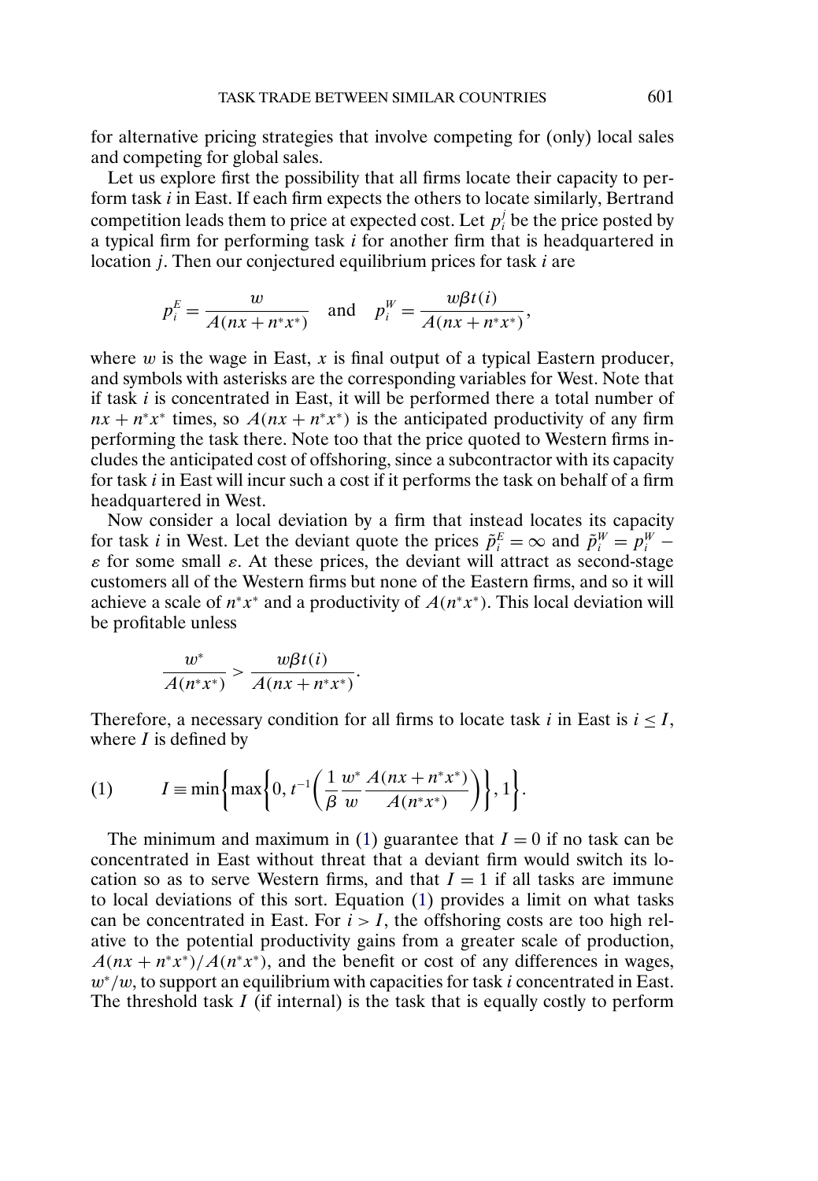for alternative pricing strategies that involve competing for (only) local sales and competing for global sales.

Let us explore first the possibility that all firms locate their capacity to perform task $i$ in East. If each firm expects the others to locate similarly, Bertrand competition leads them to price at expected cost. Let $p_i^j$ be the price posted by a typical firm for performing task $i$ for another firm that is headquartered in location $j$. Then our conjectured equilibrium prices for task $i$ are

$$p_i^E = \frac{w}{A(nx + n^*x^*)} \quad \text{and} \quad p_i^W = \frac{w\beta t(i)}{A(nx + n^*x^*)},$$

where $w$ is the wage in East, $x$ is final output of a typical Eastern producer, and symbols with asterisks are the corresponding variables for West. Note that if task $i$ is concentrated in East, it will be performed there a total number of $nx + n^*x^*$ times, so $A(nx + n^*x^*)$ is the anticipated productivity of any firm performing the task there. Note too that the price quoted to Western firms includes the anticipated cost of offshoring, since a subcontractor with its capacity for task $i$ in East will incur such a cost if it performs the task on behalf of a firm headquartered in West.

Now consider a local deviation by a firm that instead locates its capacity for task $i$ in West. Let the deviant quote the prices $\tilde{p}_i^E = \infty$ and $\tilde{p}_i^W = p_i^W - \varepsilon$ for some small $\varepsilon$. At these prices, the deviant will attract as second-stage customers all of the Western firms but none of the Eastern firms, and so it will achieve a scale of $n^*x^*$ and a productivity of $A(n^*x^*)$. This local deviation will be profitable unless

$$\frac{w^*}{A(n^*x^*)} > \frac{w\beta t(i)}{A(nx + n^*x^*)}.$$

Therefore, a necessary condition for all firms to locate task $i$ in East is $i \leq I$, where $I$ is defined by

$$I \equiv \min\left\{\max\left\{0, t^{-1}\left(\frac{1}{\beta}\frac{w^*}{w}\frac{A(nx + n^*x^*)}{A(n^*x^*)}\right)\right\}, 1\right\}. \tag{1}$$

The minimum and maximum in (1) guarantee that $I = 0$ if no task can be concentrated in East without threat that a deviant firm would switch its location so as to serve Western firms, and that $I = 1$ if all tasks are immune to local deviations of this sort. Equation (1) provides a limit on what tasks can be concentrated in East. For $i > I$, the offshoring costs are too high relative to the potential productivity gains from a greater scale of production, $A(nx + n^*x^*)/A(n^*x^*)$, and the benefit or cost of any differences in wages, $w^*/w$, to support an equilibrium with capacities for task $i$ concentrated in East. The threshold task $I$ (if internal) is the task that is equally costly to perform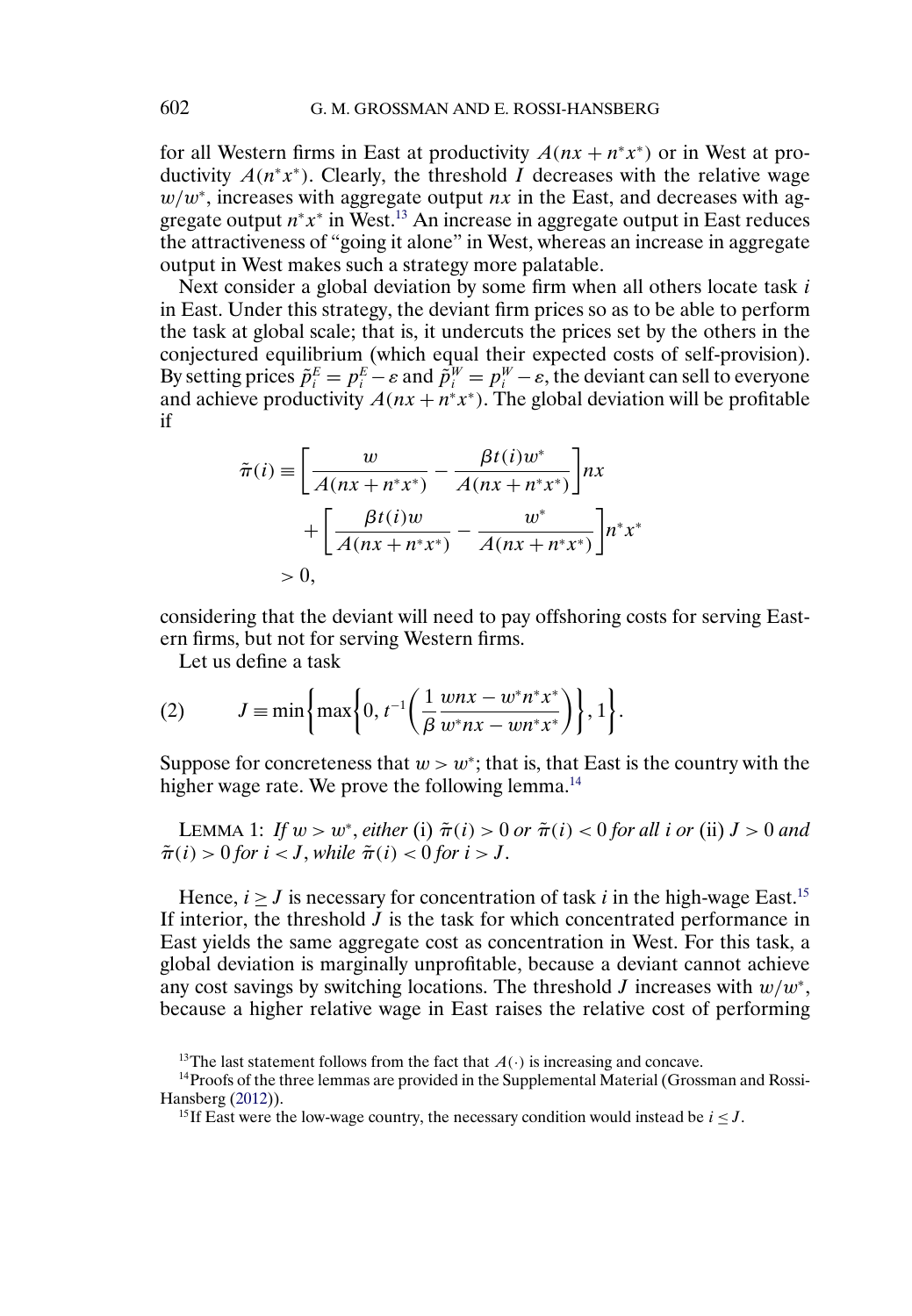for all Western firms in East at productivity $A(nx + n^*x^*)$ or in West at productivity $A(n^*x^*)$. Clearly, the threshold $I$ decreases with the relative wage $w/w^*$, increases with aggregate output $nx$ in the East, and decreases with aggregate output $n^*x^*$ in West.[13] An increase in aggregate output in East reduces the attractiveness of "going it alone" in West, whereas an increase in aggregate output in West makes such a strategy more palatable.

Next consider a global deviation by some firm when all others locate task $i$ in East. Under this strategy, the deviant firm prices so as to be able to perform the task at global scale; that is, it undercuts the prices set by the others in the conjectured equilibrium (which equal their expected costs of self-provision). By setting prices $\tilde{p}_i^E = p_i^E - \varepsilon$ and $\tilde{p}_i^W = p_i^W - \varepsilon$, the deviant can sell to everyone and achieve productivity $A(nx + n^*x^*)$. The global deviation will be profitable if

$$\begin{aligned}
\tilde{\pi}(i) &\equiv \left[\frac{w}{A(nx+n^*x^*)} - \frac{\beta t(i) w^*}{A(nx+n^*x^*)}\right] nx \\
&\quad + \left[\frac{\beta t(i) w}{A(nx+n^*x^*)} - \frac{w^*}{A(nx+n^*x^*)}\right] n^*x^* \\
&> 0,
\end{aligned}$$

considering that the deviant will need to pay offshoring costs for serving Eastern firms, but not for serving Western firms.

Let us define a task

$$J \equiv \min\left\{\max\left\{0, t^{-1}\left(\frac{1}{\beta}\frac{wnx - w^*n^*x^*}{w^*nx - wn^*x^*}\right)\right\}, 1\right\}. \tag{2}$$

Suppose for concreteness that $w > w^*$; that is, that East is the country with the higher wage rate. We prove the following lemma.[14]

LEMMA 1: *If $w > w^*$, either* (i) $\tilde{\pi}(i) > 0$ *or* $\tilde{\pi}(i) < 0$ *for all $i$ or* (ii) $J > 0$ *and* $\tilde{\pi}(i) > 0$ *for $i < J$, while $\tilde{\pi}(i) < 0$ for $i > J$.*

Hence, $i \geq J$ is necessary for concentration of task $i$ in the high-wage East.[15] If interior, the threshold $J$ is the task for which concentrated performance in East yields the same aggregate cost as concentration in West. For this task, a global deviation is marginally unprofitable, because a deviant cannot achieve any cost savings by switching locations. The threshold $J$ increases with $w/w^*$, because a higher relative wage in East raises the relative cost of performing

[13] The last statement follows from the fact that $A(\cdot)$ is increasing and concave.

[14] Proofs of the three lemmas are provided in the Supplemental Material (Grossman and Rossi-Hansberg (2012)).

[15] If East were the low-wage country, the necessary condition would instead be $i \leq J$.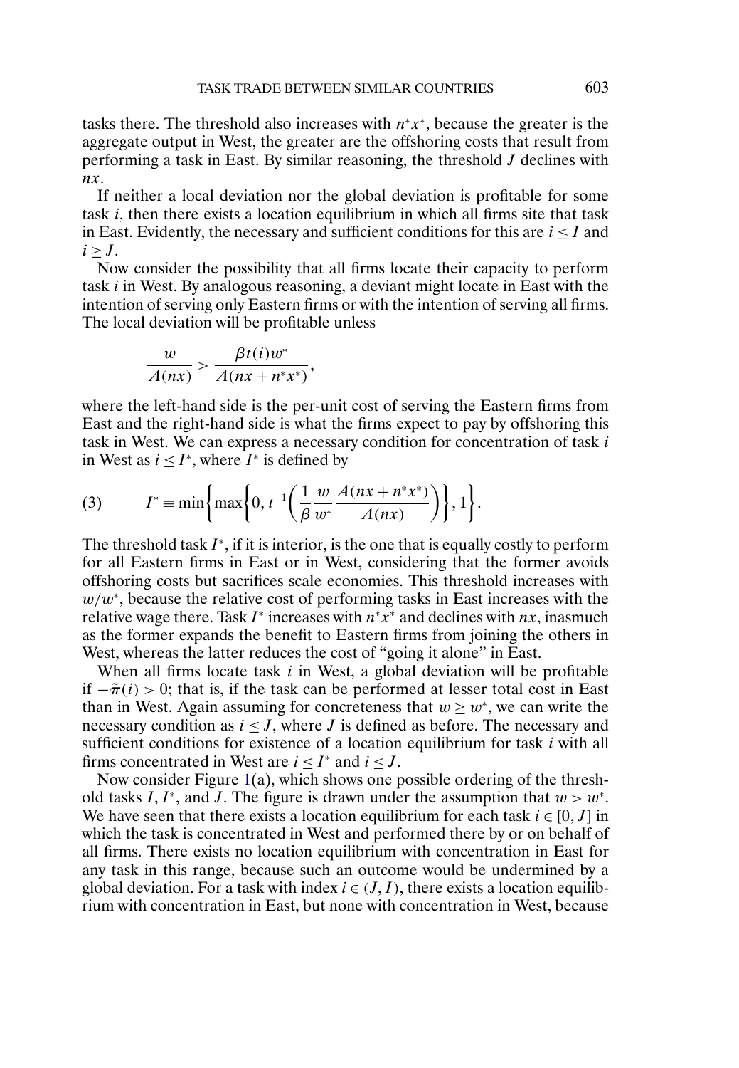tasks there. The threshold also increases with $n^*x^*$, because the greater is the aggregate output in West, the greater are the offshoring costs that result from performing a task in East. By similar reasoning, the threshold $J$ declines with $nx$.

If neither a local deviation nor the global deviation is profitable for some task $i$, then there exists a location equilibrium in which all firms site that task in East. Evidently, the necessary and sufficient conditions for this are $i \leq I$ and $i \geq J$.

Now consider the possibility that all firms locate their capacity to perform task $i$ in West. By analogous reasoning, a deviant might locate in East with the intention of serving only Eastern firms or with the intention of serving all firms. The local deviation will be profitable unless

$$\frac{w}{A(nx)} > \frac{\beta t(i) w^*}{A(nx + n^*x^*)},$$

where the left-hand side is the per-unit cost of serving the Eastern firms from East and the right-hand side is what the firms expect to pay by offshoring this task in West. We can express a necessary condition for concentration of task $i$ in West as $i \leq I^*$, where $I^*$ is defined by

$$I^* \equiv \min\left\{\max\left\{0, t^{-1}\left(\frac{1}{\beta}\frac{w}{w^*}\frac{A(nx + n^*x^*)}{A(nx)}\right)\right\}, 1\right\}. \tag{3}$$

The threshold task $I^*$, if it is interior, is the one that is equally costly to perform for all Eastern firms in East or in West, considering that the former avoids offshoring costs but sacrifices scale economies. This threshold increases with $w/w^*$, because the relative cost of performing tasks in East increases with the relative wage there. Task $I^*$ increases with $n^*x^*$ and declines with $nx$, inasmuch as the former expands the benefit to Eastern firms from joining the others in West, whereas the latter reduces the cost of "going it alone" in East.

When all firms locate task $i$ in West, a global deviation will be profitable if $-\tilde{\pi}(i) > 0$; that is, if the task can be performed at lesser total cost in East than in West. Again assuming for concreteness that $w \geq w^*$, we can write the necessary condition as $i \leq J$, where $J$ is defined as before. The necessary and sufficient conditions for existence of a location equilibrium for task $i$ with all firms concentrated in West are $i \leq I^*$ and $i \leq J$.

Now consider Figure 1(a), which shows one possible ordering of the threshold tasks $I$, $I^*$, and $J$. The figure is drawn under the assumption that $w > w^*$. We have seen that there exists a location equilibrium for each task $i \in [0, J]$ in which the task is concentrated in West and performed there by or on behalf of all firms. There exists no location equilibrium with concentration in East for any task in this range, because such an outcome would be undermined by a global deviation. For a task with index $i \in (J, I)$, there exists a location equilibrium with concentration in East, but none with concentration in West, because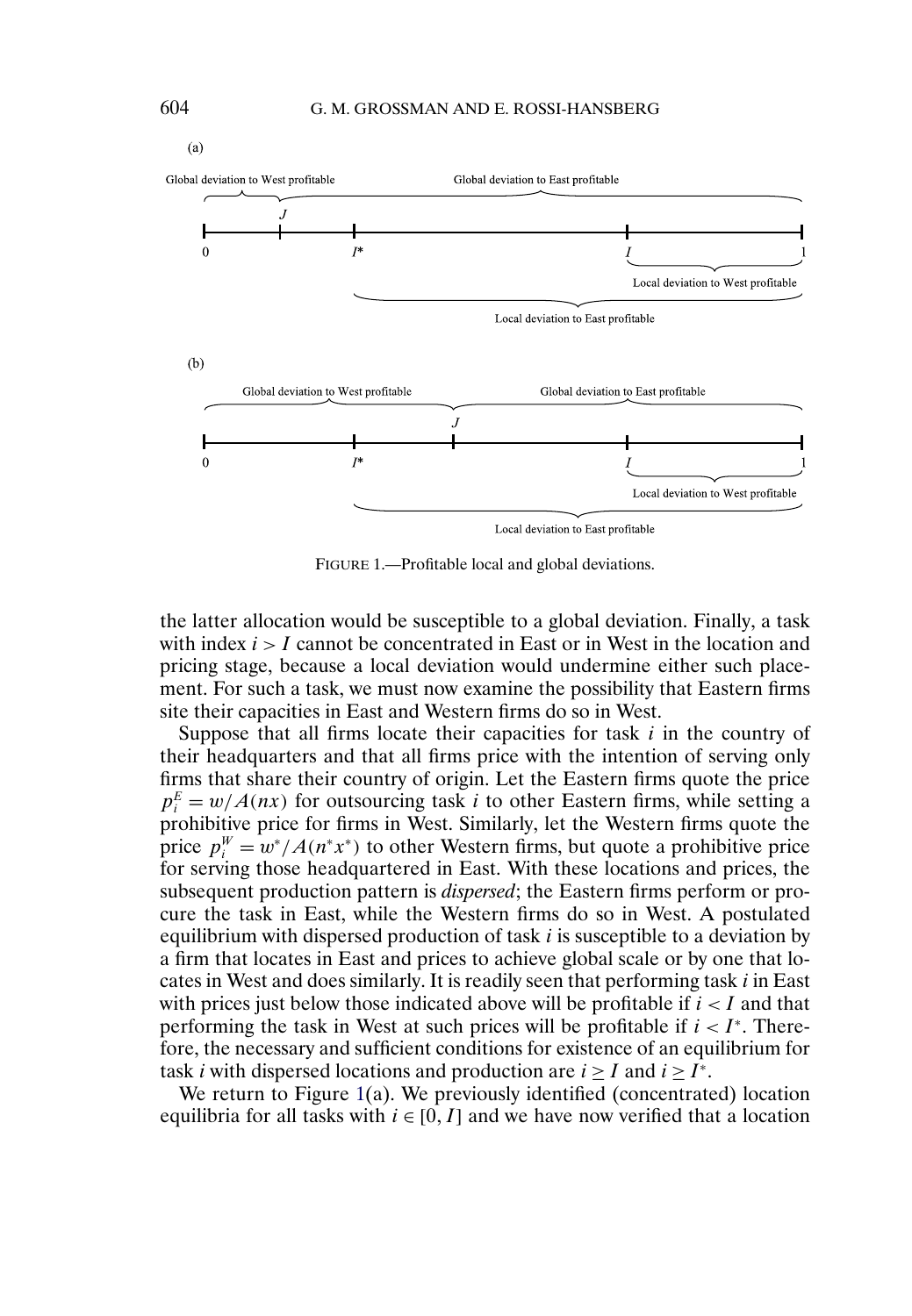(a)

Global deviation to West profitable — Global deviation to East profitable

$0$ — $J$ — $I^*$ — $I$ — $1$

Local deviation to West profitable

Local deviation to East profitable

(b)

Global deviation to West profitable — Global deviation to East profitable

$0$ — $I^*$ — $J$ — $I$ — $1$

Local deviation to West profitable

Local deviation to East profitable

FIGURE 1.—Profitable local and global deviations.

the latter allocation would be susceptible to a global deviation. Finally, a task with index $i > I$ cannot be concentrated in East or in West in the location and pricing stage, because a local deviation would undermine either such placement. For such a task, we must now examine the possibility that Eastern firms site their capacities in East and Western firms do so in West.

Suppose that all firms locate their capacities for task $i$ in the country of their headquarters and that all firms price with the intention of serving only firms that share their country of origin. Let the Eastern firms quote the price $p_i^E = w/A(nx)$ for outsourcing task $i$ to other Eastern firms, while setting a prohibitive price for firms in West. Similarly, let the Western firms quote the price $p_i^W = w^*/A(n^*x^*)$ to other Western firms, but quote a prohibitive price for serving those headquartered in East. With these locations and prices, the subsequent production pattern is *dispersed*; the Eastern firms perform or procure the task in East, while the Western firms do so in West. A postulated equilibrium with dispersed production of task $i$ is susceptible to a deviation by a firm that locates in East and prices to achieve global scale or by one that locates in West and does similarly. It is readily seen that performing task $i$ in East with prices just below those indicated above will be profitable if $i < I$ and that performing the task in West at such prices will be profitable if $i < I^*$. Therefore, the necessary and sufficient conditions for existence of an equilibrium for task $i$ with dispersed locations and production are $i \geq I$ and $i \geq I^*$.

We return to Figure 1(a). We previously identified (concentrated) location equilibria for all tasks with $i \in [0, I]$ and we have now verified that a location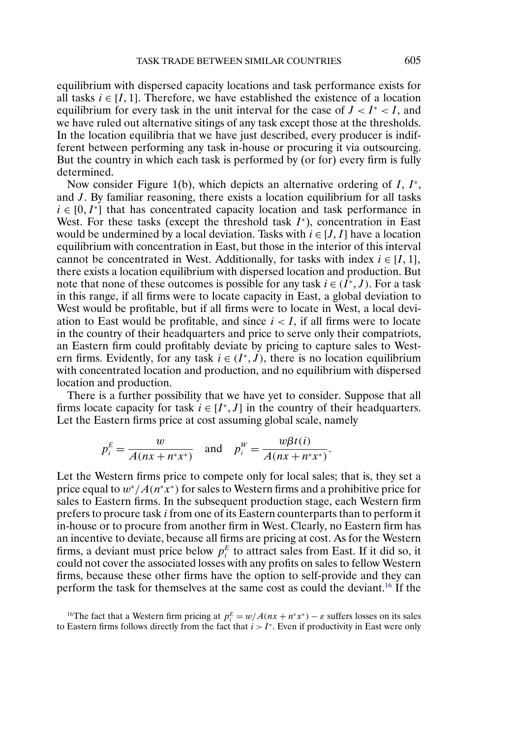equilibrium with dispersed capacity locations and task performance exists for all tasks $i \in [I, 1]$. Therefore, we have established the existence of a location equilibrium for every task in the unit interval for the case of $J < I^* < I$, and we have ruled out alternative sitings of any task except those at the thresholds. In the location equilibria that we have just described, every producer is indifferent between performing any task in-house or procuring it via outsourcing. But the country in which each task is performed by (or for) every firm is fully determined.

Now consider Figure 1(b), which depicts an alternative ordering of $I$, $I^*$, and $J$. By familiar reasoning, there exists a location equilibrium for all tasks $i \in [0, I^*]$ that has concentrated capacity location and task performance in West. For these tasks (except the threshold task $I^*$), concentration in East would be undermined by a local deviation. Tasks with $i \in [J, I]$ have a location equilibrium with concentration in East, but those in the interior of this interval cannot be concentrated in West. Additionally, for tasks with index $i \in [I, 1]$, there exists a location equilibrium with dispersed location and production. But note that none of these outcomes is possible for any task $i \in (I^*, J)$. For a task in this range, if all firms were to locate capacity in East, a global deviation to West would be profitable, but if all firms were to locate in West, a local deviation to East would be profitable, and since $i < I$, if all firms were to locate in the country of their headquarters and price to serve only their compatriots, an Eastern firm could profitably deviate by pricing to capture sales to Western firms. Evidently, for any task $i \in (I^*, J)$, there is no location equilibrium with concentrated location and production, and no equilibrium with dispersed location and production.

There is a further possibility that we have yet to consider. Suppose that all firms locate capacity for task $i \in [I^*, J]$ in the country of their headquarters. Let the Eastern firms price at cost assuming global scale, namely

$$p_i^E = \frac{w}{A(nx + n^*x^*)} \quad \text{and} \quad p_i^W = \frac{w\beta t(i)}{A(nx + n^*x^*)}.$$

Let the Western firms price to compete only for local sales; that is, they set a price equal to $w^*/A(n^*x^*)$ for sales to Western firms and a prohibitive price for sales to Eastern firms. In the subsequent production stage, each Western firm prefers to procure task *i* from one of its Eastern counterparts than to perform it in-house or to procure from another firm in West. Clearly, no Eastern firm has an incentive to deviate, because all firms are pricing at cost. As for the Western firms, a deviant must price below $p_i^E$ to attract sales from East. If it did so, it could not cover the associated losses with any profits on sales to fellow Western firms, because these other firms have the option to self-provide and they can perform the task for themselves at the same cost as could the deviant.[16] If the

[16]The fact that a Western firm pricing at $p_i^E = w/A(nx + n^*x^*) - \varepsilon$ suffers losses on its sales to Eastern firms follows directly from the fact that $i > I^*$. Even if productivity in East were only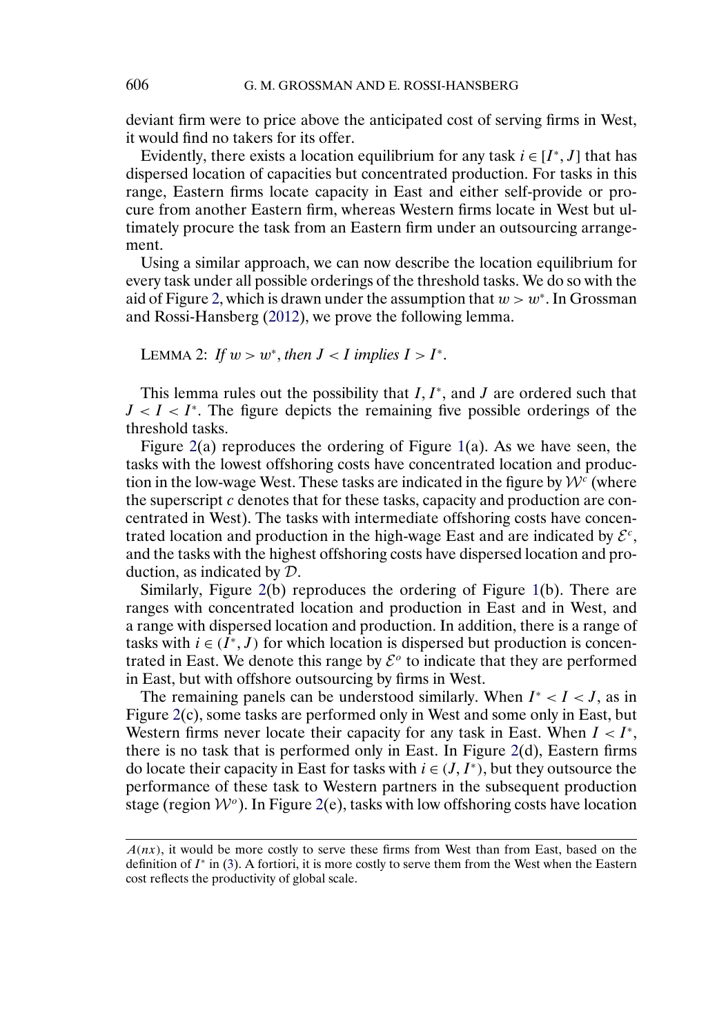deviant firm were to price above the anticipated cost of serving firms in West, it would find no takers for its offer.

Evidently, there exists a location equilibrium for any task $i \in [I^*, J]$ that has dispersed location of capacities but concentrated production. For tasks in this range, Eastern firms locate capacity in East and either self-provide or procure from another Eastern firm, whereas Western firms locate in West but ultimately procure the task from an Eastern firm under an outsourcing arrangement.

Using a similar approach, we can now describe the location equilibrium for every task under all possible orderings of the threshold tasks. We do so with the aid of Figure 2, which is drawn under the assumption that $w > w^*$. In Grossman and Rossi-Hansberg (2012), we prove the following lemma.

LEMMA 2: *If $w > w^*$, then $J < I$ implies $I > I^*$.*

This lemma rules out the possibility that $I$, $I^*$, and $J$ are ordered such that $J < I < I^*$. The figure depicts the remaining five possible orderings of the threshold tasks.

Figure 2(a) reproduces the ordering of Figure 1(a). As we have seen, the tasks with the lowest offshoring costs have concentrated location and production in the low-wage West. These tasks are indicated in the figure by $\mathcal{W}^c$ (where the superscript $c$ denotes that for these tasks, capacity and production are concentrated in West). The tasks with intermediate offshoring costs have concentrated location and production in the high-wage East and are indicated by $\mathcal{E}^c$, and the tasks with the highest offshoring costs have dispersed location and production, as indicated by $\mathcal{D}$.

Similarly, Figure 2(b) reproduces the ordering of Figure 1(b). There are ranges with concentrated location and production in East and in West, and a range with dispersed location and production. In addition, there is a range of tasks with $i \in (I^*, J)$ for which location is dispersed but production is concentrated in East. We denote this range by $\mathcal{E}^o$ to indicate that they are performed in East, but with offshore outsourcing by firms in West.

The remaining panels can be understood similarly. When $I^* < I < J$, as in Figure 2(c), some tasks are performed only in West and some only in East, but Western firms never locate their capacity for any task in East. When $I < I^*$, there is no task that is performed only in East. In Figure 2(d), Eastern firms do locate their capacity in East for tasks with $i \in (J, I^*)$, but they outsource the performance of these task to Western partners in the subsequent production stage (region $\mathcal{W}^o$). In Figure 2(e), tasks with low offshoring costs have location

$A(nx)$, it would be more costly to serve these firms from West than from East, based on the definition of $I^*$ in (3). A fortiori, it is more costly to serve them from the West when the Eastern cost reflects the productivity of global scale.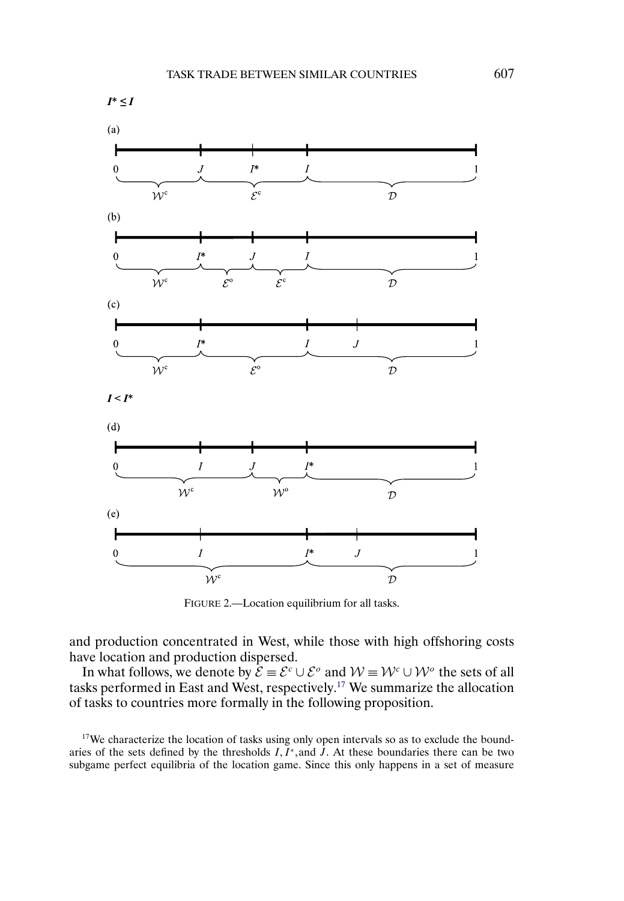$I^* \leq I$

(a)

0 $J$ $I^*$ $I$ 1

$\mathcal{W}^c$ $\mathcal{E}^c$ $\mathcal{D}$

(b)

0 $I^*$ $J$ $I$ 1

$\mathcal{W}^c$ $\mathcal{E}^o$ $\mathcal{E}^c$ $\mathcal{D}$

(c)

0 $I^*$ $I$ $J$ 1

$\mathcal{W}^c$ $\mathcal{E}^o$ $\mathcal{D}$

$I < I^*$

(d)

0 $I$ $J$ $I^*$ 1

$\mathcal{W}^c$ $\mathcal{W}^o$ $\mathcal{D}$

(e)

0 $I$ $I^*$ $J$ 1

$\mathcal{W}^c$ $\mathcal{D}$

FIGURE 2.—Location equilibrium for all tasks.

and production concentrated in West, while those with high offshoring costs have location and production dispersed.

In what follows, we denote by $\mathcal{E} \equiv \mathcal{E}^c \cup \mathcal{E}^o$ and $\mathcal{W} \equiv \mathcal{W}^c \cup \mathcal{W}^o$ the sets of all tasks performed in East and West, respectively.[17] We summarize the allocation of tasks to countries more formally in the following proposition.

[17]We characterize the location of tasks using only open intervals so as to exclude the boundaries of the sets defined by the thresholds $I, I^*$, and $J$. At these boundaries there can be two subgame perfect equilibria of the location game. Since this only happens in a set of measure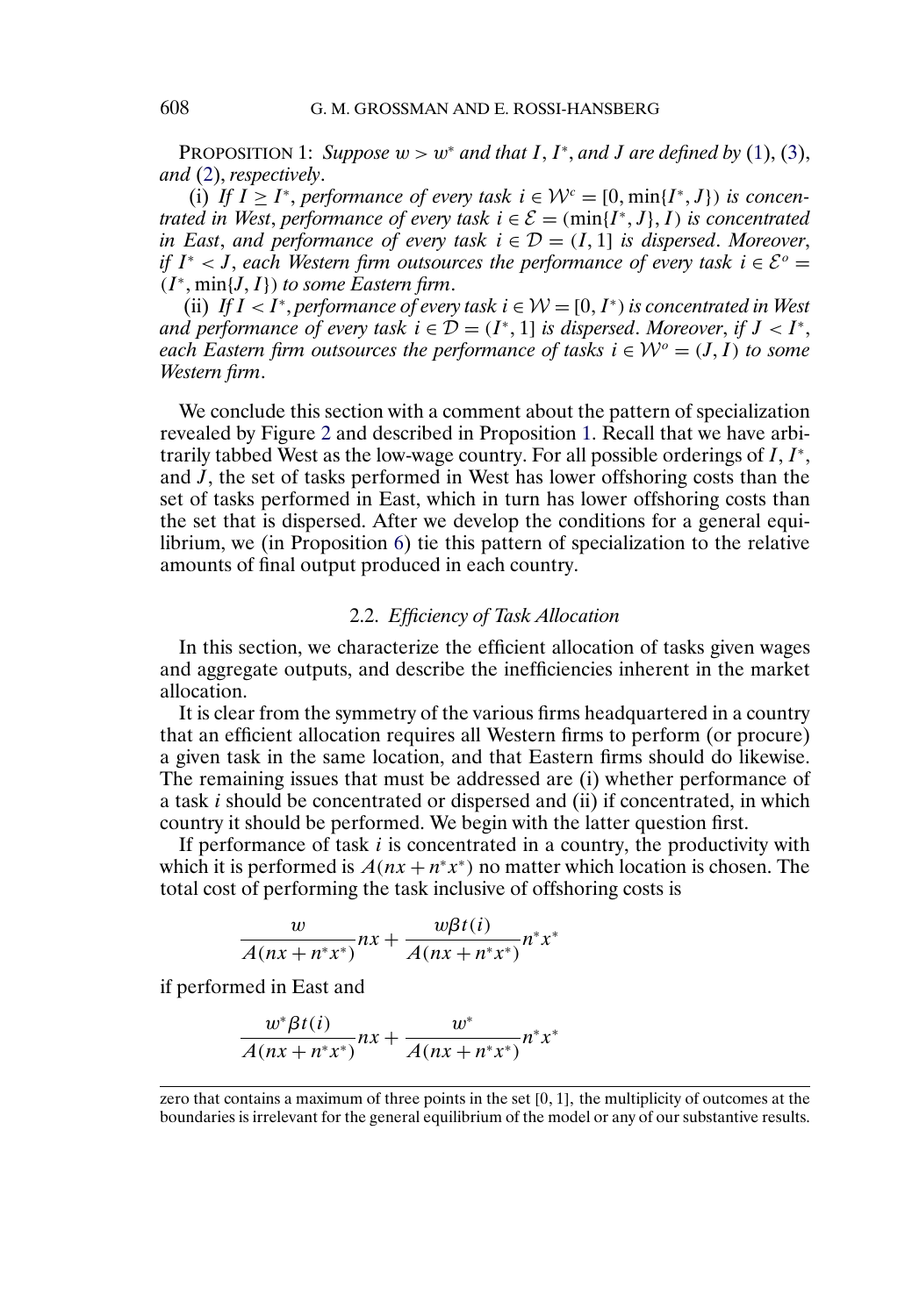PROPOSITION 1: *Suppose $w > w^*$ and that $I$, $I^*$, and $J$ are defined by* (1), (3), *and* (2), *respectively*.

(i) *If $I \geq I^*$, performance of every task $i \in \mathcal{W}^c = [0, \min\{I^*, J\})$ is concentrated in West, performance of every task $i \in \mathcal{E} = (\min\{I^*, J\}, I)$ is concentrated in East, and performance of every task $i \in \mathcal{D} = (I, 1]$ is dispersed. Moreover, if $I^* < J$, each Western firm outsources the performance of every task $i \in \mathcal{E}^o = (I^*, \min\{J, I\})$ to some Eastern firm.*

(ii) *If $I < I^*$, performance of every task $i \in \mathcal{W} = [0, I^*)$ is concentrated in West and performance of every task $i \in \mathcal{D} = (I^*, 1]$ is dispersed. Moreover, if $J < I^*$, each Eastern firm outsources the performance of tasks $i \in \mathcal{W}^o = (J, I)$ to some Western firm.*

We conclude this section with a comment about the pattern of specialization revealed by Figure 2 and described in Proposition 1. Recall that we have arbitrarily tabbed West as the low-wage country. For all possible orderings of $I$, $I^*$, and $J$, the set of tasks performed in West has lower offshoring costs than the set of tasks performed in East, which in turn has lower offshoring costs than the set that is dispersed. After we develop the conditions for a general equilibrium, we (in Proposition 6) tie this pattern of specialization to the relative amounts of final output produced in each country.

### 2.2. *Efficiency of Task Allocation*

In this section, we characterize the efficient allocation of tasks given wages and aggregate outputs, and describe the inefficiencies inherent in the market allocation.

It is clear from the symmetry of the various firms headquartered in a country that an efficient allocation requires all Western firms to perform (or procure) a given task in the same location, and that Eastern firms should do likewise. The remaining issues that must be addressed are (i) whether performance of a task $i$ should be concentrated or dispersed and (ii) if concentrated, in which country it should be performed. We begin with the latter question first.

If performance of task $i$ is concentrated in a country, the productivity with which it is performed is $A(nx + n^*x^*)$ no matter which location is chosen. The total cost of performing the task inclusive of offshoring costs is

$$\frac{w}{A(nx + n^*x^*)}nx + \frac{w\beta t(i)}{A(nx + n^*x^*)}n^*x^*$$

if performed in East and

$$\frac{w^*\beta t(i)}{A(nx + n^*x^*)}nx + \frac{w^*}{A(nx + n^*x^*)}n^*x^*$$

zero that contains a maximum of three points in the set [0, 1], the multiplicity of outcomes at the boundaries is irrelevant for the general equilibrium of the model or any of our substantive results.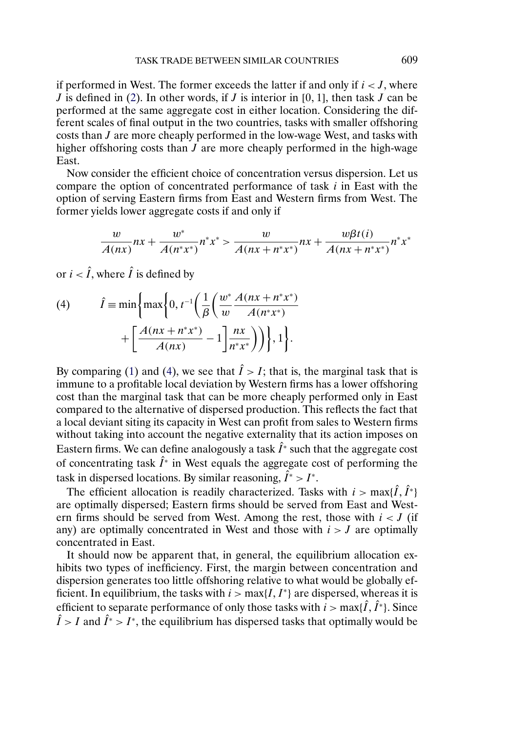if performed in West. The former exceeds the latter if and only if $i < J$, where $J$ is defined in (2). In other words, if $J$ is interior in $[0, 1]$, then task $J$ can be performed at the same aggregate cost in either location. Considering the different scales of final output in the two countries, tasks with smaller offshoring costs than $J$ are more cheaply performed in the low-wage West, and tasks with higher offshoring costs than $J$ are more cheaply performed in the high-wage East.

Now consider the efficient choice of concentration versus dispersion. Let us compare the option of concentrated performance of task $i$ in East with the option of serving Eastern firms from East and Western firms from West. The former yields lower aggregate costs if and only if

$$\frac{w}{A(nx)}nx + \frac{w^*}{A(n^*x^*)}n^*x^* > \frac{w}{A(nx + n^*x^*)}nx + \frac{w\beta t(i)}{A(nx + n^*x^*)}n^*x^*$$

or $i < \hat{I}$, where $\hat{I}$ is defined by

$$\hat{I} \equiv \min\left\{\max\left\{0, t^{-1}\left(\frac{1}{\beta}\left(\frac{w^*}{w}\frac{A(nx + n^*x^*)}{A(n^*x^*)} + \left[\frac{A(nx + n^*x^*)}{A(nx)} - 1\right]\frac{nx}{n^*x^*}\right)\right)\right\}, 1\right\}. \tag{4}$$

By comparing (1) and (4), we see that $\hat{I} > I$; that is, the marginal task that is immune to a profitable local deviation by Western firms has a lower offshoring cost than the marginal task that can be more cheaply performed only in East compared to the alternative of dispersed production. This reflects the fact that a local deviant siting its capacity in West can profit from sales to Western firms without taking into account the negative externality that its action imposes on Eastern firms. We can define analogously a task $\hat{I}^*$ such that the aggregate cost of concentrating task $\hat{I}^*$ in West equals the aggregate cost of performing the task in dispersed locations. By similar reasoning, $\hat{I}^* > I^*$.

The efficient allocation is readily characterized. Tasks with $i > \max\{\hat{I}, \hat{I}^*\}$ are optimally dispersed; Eastern firms should be served from East and Western firms should be served from West. Among the rest, those with $i < J$ (if any) are optimally concentrated in West and those with $i > J$ are optimally concentrated in East.

It should now be apparent that, in general, the equilibrium allocation exhibits two types of inefficiency. First, the margin between concentration and dispersion generates too little offshoring relative to what would be globally efficient. In equilibrium, the tasks with $i > \max\{I, I^*\}$ are dispersed, whereas it is efficient to separate performance of only those tasks with $i > \max\{\hat{I}, \hat{I}^*\}$. Since $\hat{I} > I$ and $\hat{I}^* > I^*$, the equilibrium has dispersed tasks that optimally would be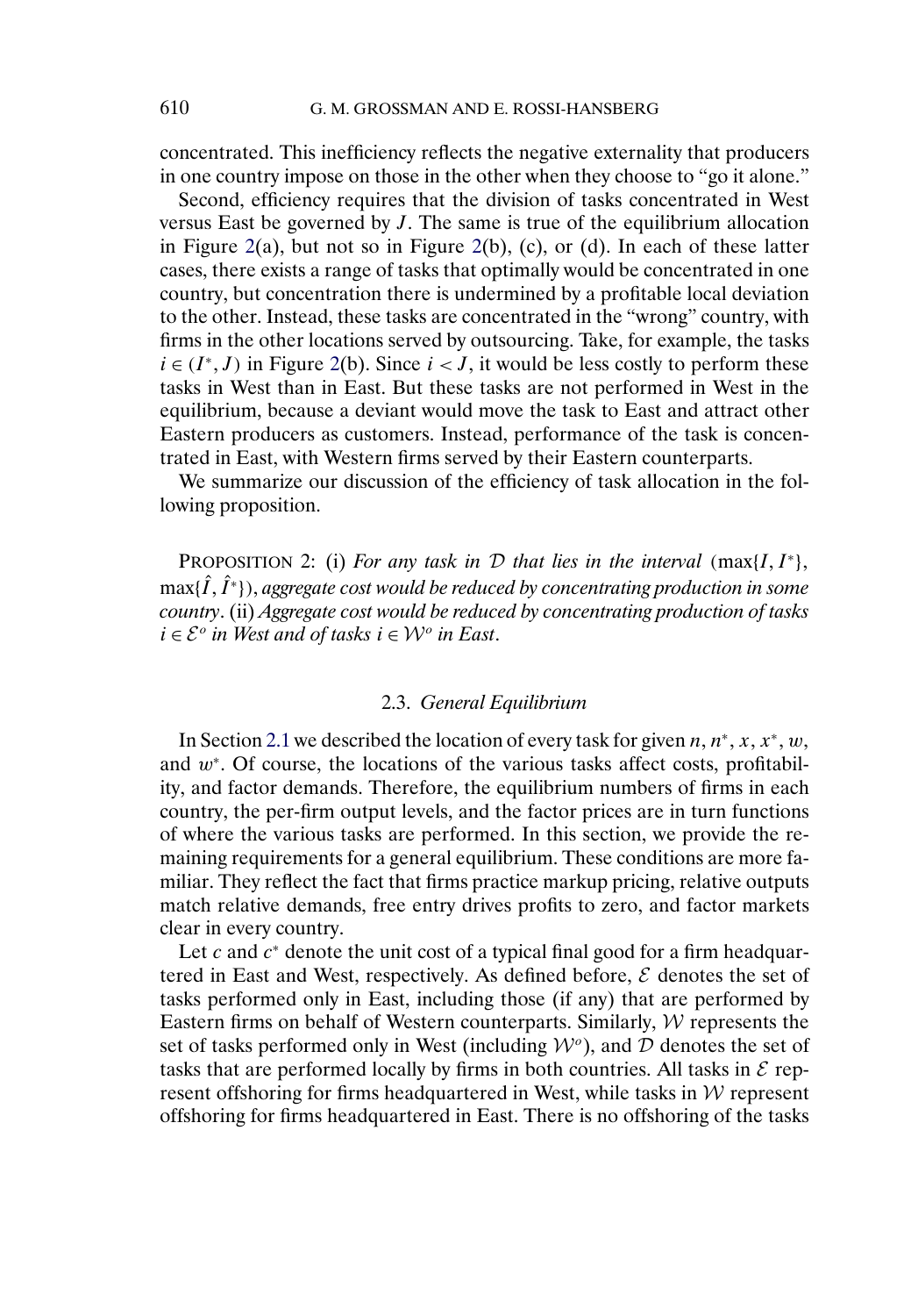concentrated. This inefficiency reflects the negative externality that producers in one country impose on those in the other when they choose to "go it alone."

Second, efficiency requires that the division of tasks concentrated in West versus East be governed by $J$. The same is true of the equilibrium allocation in Figure 2(a), but not so in Figure 2(b), (c), or (d). In each of these latter cases, there exists a range of tasks that optimally would be concentrated in one country, but concentration there is undermined by a profitable local deviation to the other. Instead, these tasks are concentrated in the "wrong" country, with firms in the other locations served by outsourcing. Take, for example, the tasks $i \in (I^*, J)$ in Figure 2(b). Since $i < J$, it would be less costly to perform these tasks in West than in East. But these tasks are not performed in West in the equilibrium, because a deviant would move the task to East and attract other Eastern producers as customers. Instead, performance of the task is concentrated in East, with Western firms served by their Eastern counterparts.

We summarize our discussion of the efficiency of task allocation in the following proposition.

PROPOSITION 2: (i) *For any task in $\mathcal{D}$ that lies in the interval $(\max\{I, I^*\}, \max\{\hat{I}, \hat{I}^*\})$, aggregate cost would be reduced by concentrating production in some country*. (ii) *Aggregate cost would be reduced by concentrating production of tasks $i \in \mathcal{E}^o$ in West and of tasks $i \in \mathcal{W}^o$ in East*.

### 2.3. *General Equilibrium*

In Section 2.1 we described the location of every task for given $n$, $n^*$, $x$, $x^*$, $w$, and $w^*$. Of course, the locations of the various tasks affect costs, profitability, and factor demands. Therefore, the equilibrium numbers of firms in each country, the per-firm output levels, and the factor prices are in turn functions of where the various tasks are performed. In this section, we provide the remaining requirements for a general equilibrium. These conditions are more familiar. They reflect the fact that firms practice markup pricing, relative outputs match relative demands, free entry drives profits to zero, and factor markets clear in every country.

Let $c$ and $c^*$ denote the unit cost of a typical final good for a firm headquartered in East and West, respectively. As defined before, $\mathcal{E}$ denotes the set of tasks performed only in East, including those (if any) that are performed by Eastern firms on behalf of Western counterparts. Similarly, $\mathcal{W}$ represents the set of tasks performed only in West (including $\mathcal{W}^o$), and $\mathcal{D}$ denotes the set of tasks that are performed locally by firms in both countries. All tasks in $\mathcal{E}$ represent offshoring for firms headquartered in West, while tasks in $\mathcal{W}$ represent offshoring for firms headquartered in East. There is no offshoring of the tasks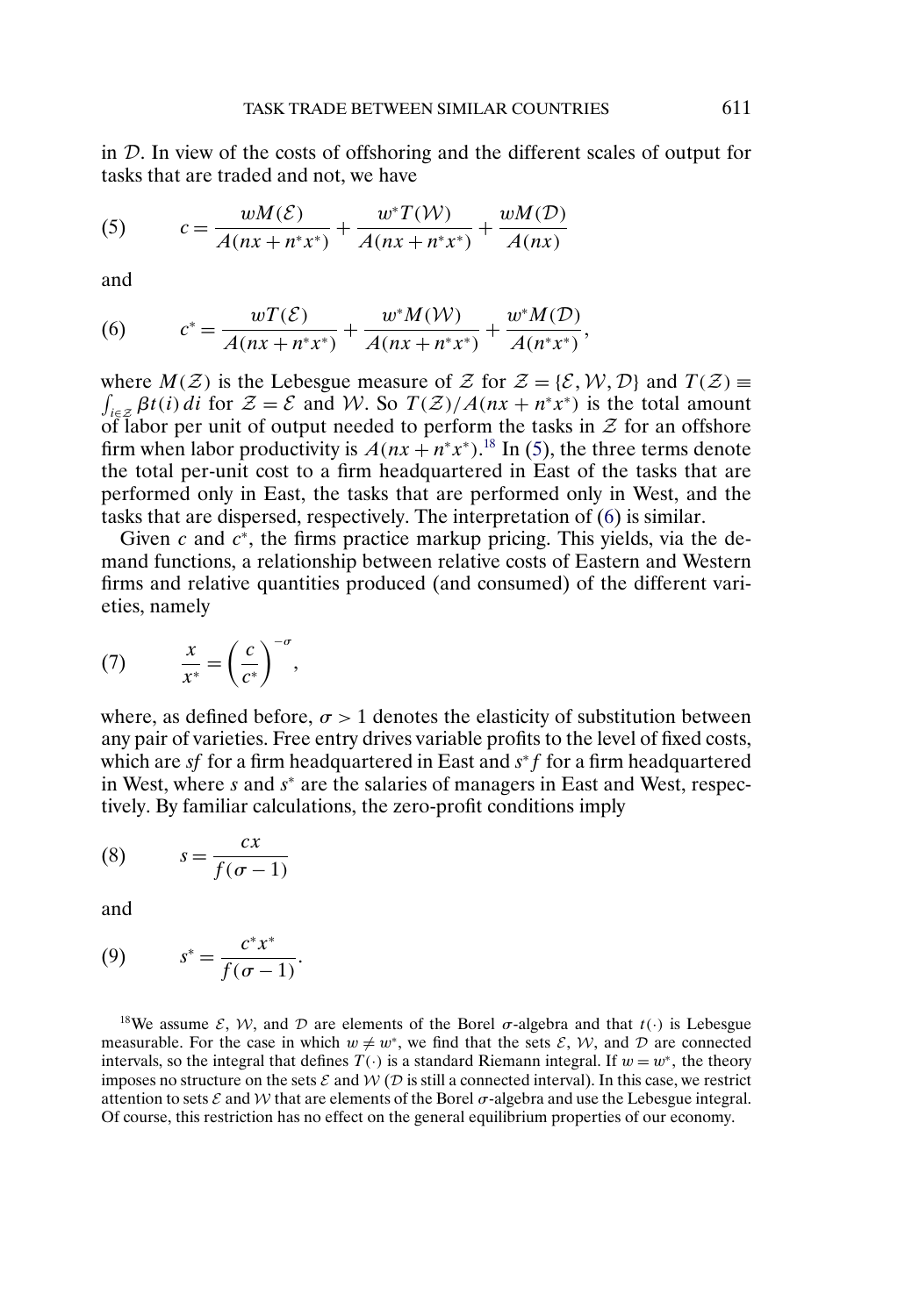in $\mathcal{D}$. In view of the costs of offshoring and the different scales of output for tasks that are traded and not, we have

$$c = \frac{wM(\mathcal{E})}{A(nx+n^*x^*)} + \frac{w^*T(\mathcal{W})}{A(nx+n^*x^*)} + \frac{wM(\mathcal{D})}{A(nx)} \tag{5}$$

and

$$c^* = \frac{wT(\mathcal{E})}{A(nx+n^*x^*)} + \frac{w^*M(\mathcal{W})}{A(nx+n^*x^*)} + \frac{w^*M(\mathcal{D})}{A(n^*x^*)}, \tag{6}$$

where $M(\mathcal{Z})$ is the Lebesgue measure of $\mathcal{Z}$ for $\mathcal{Z} = \{\mathcal{E}, \mathcal{W}, \mathcal{D}\}$ and $T(\mathcal{Z}) \equiv \int_{i\in\mathcal{Z}} \beta t(i)\, di$ for $\mathcal{Z} = \mathcal{E}$ and $\mathcal{W}$. So $T(\mathcal{Z})/A(nx+n^*x^*)$ is the total amount of labor per unit of output needed to perform the tasks in $\mathcal{Z}$ for an offshore firm when labor productivity is $A(nx+n^*x^*)$.[18] In (5), the three terms denote the total per-unit cost to a firm headquartered in East of the tasks that are performed only in East, the tasks that are performed only in West, and the tasks that are dispersed, respectively. The interpretation of (6) is similar.

Given $c$ and $c^*$, the firms practice markup pricing. This yields, via the demand functions, a relationship between relative costs of Eastern and Western firms and relative quantities produced (and consumed) of the different varieties, namely

$$\frac{x}{x^*} = \left(\frac{c}{c^*}\right)^{-\sigma}, \tag{7}$$

where, as defined before, $\sigma > 1$ denotes the elasticity of substitution between any pair of varieties. Free entry drives variable profits to the level of fixed costs, which are $sf$ for a firm headquartered in East and $s^*f$ for a firm headquartered in West, where $s$ and $s^*$ are the salaries of managers in East and West, respectively. By familiar calculations, the zero-profit conditions imply

$$s = \frac{cx}{f(\sigma-1)} \tag{8}$$

and

$$s^* = \frac{c^*x^*}{f(\sigma-1)}. \tag{9}$$

[18] We assume $\mathcal{E}$, $\mathcal{W}$, and $\mathcal{D}$ are elements of the Borel $\sigma$-algebra and that $t(\cdot)$ is Lebesgue measurable. For the case in which $w \neq w^*$, we find that the sets $\mathcal{E}$, $\mathcal{W}$, and $\mathcal{D}$ are connected intervals, so the integral that defines $T(\cdot)$ is a standard Riemann integral. If $w = w^*$, the theory imposes no structure on the sets $\mathcal{E}$ and $\mathcal{W}$ ($\mathcal{D}$ is still a connected interval). In this case, we restrict attention to sets $\mathcal{E}$ and $\mathcal{W}$ that are elements of the Borel $\sigma$-algebra and use the Lebesgue integral. Of course, this restriction has no effect on the general equilibrium properties of our economy.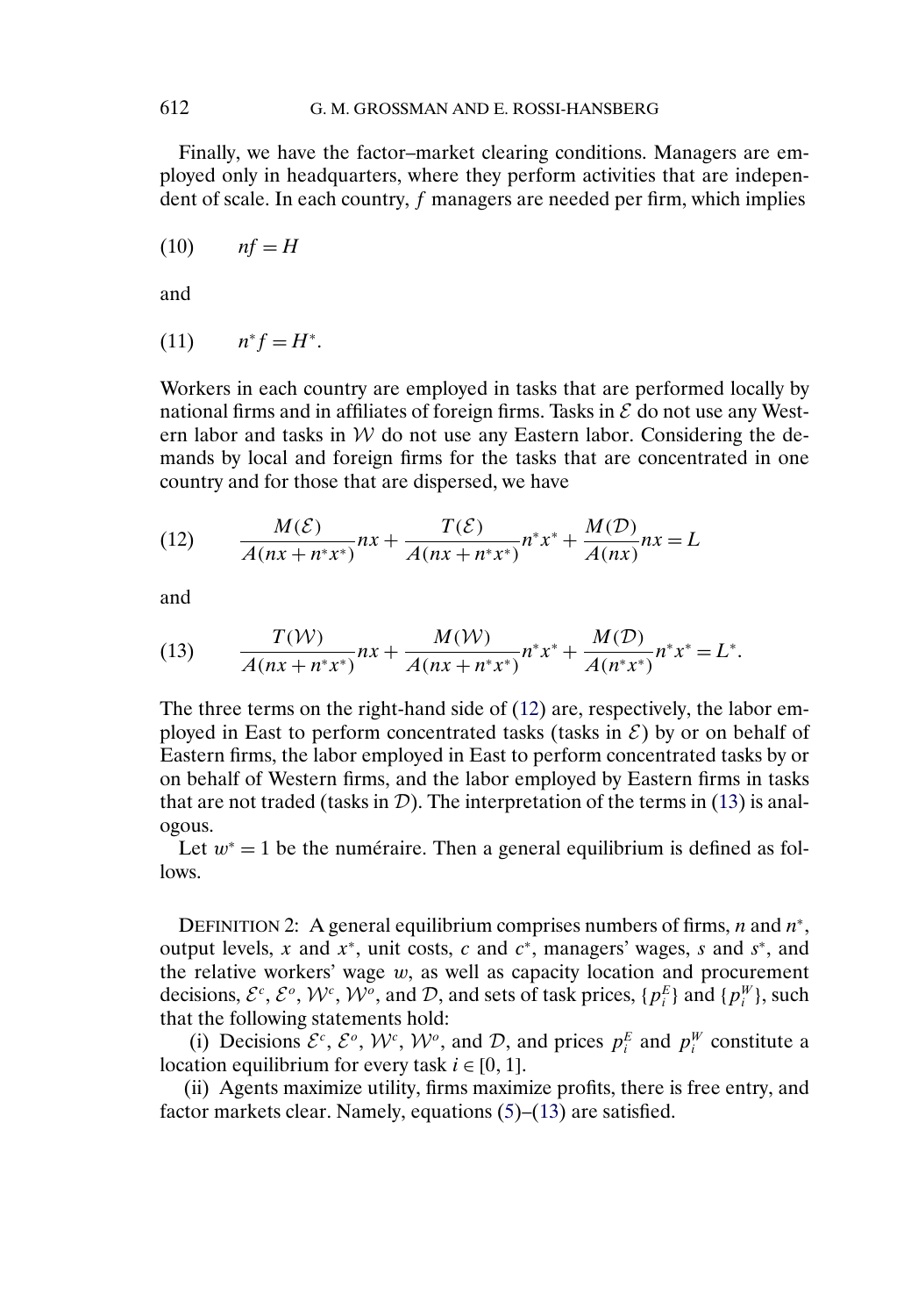Finally, we have the factor–market clearing conditions. Managers are employed only in headquarters, where they perform activities that are independent of scale. In each country, $f$ managers are needed per firm, which implies

$$nf = H \tag{10}$$

and

$$n^*f = H^*. \tag{11}$$

Workers in each country are employed in tasks that are performed locally by national firms and in affiliates of foreign firms. Tasks in $\mathcal{E}$ do not use any Western labor and tasks in $\mathcal{W}$ do not use any Eastern labor. Considering the demands by local and foreign firms for the tasks that are concentrated in one country and for those that are dispersed, we have

$$\frac{M(\mathcal{E})}{A(nx+n^*x^*)}nx + \frac{T(\mathcal{E})}{A(nx+n^*x^*)}n^*x^* + \frac{M(\mathcal{D})}{A(nx)}nx = L \tag{12}$$

and

$$\frac{T(\mathcal{W})}{A(nx+n^*x^*)}nx + \frac{M(\mathcal{W})}{A(nx+n^*x^*)}n^*x^* + \frac{M(\mathcal{D})}{A(n^*x^*)}n^*x^* = L^*. \tag{13}$$

The three terms on the right-hand side of (12) are, respectively, the labor employed in East to perform concentrated tasks (tasks in $\mathcal{E}$) by or on behalf of Eastern firms, the labor employed in East to perform concentrated tasks by or on behalf of Western firms, and the labor employed by Eastern firms in tasks that are not traded (tasks in $\mathcal{D}$). The interpretation of the terms in (13) is analogous.

Let $w^* = 1$ be the numéraire. Then a general equilibrium is defined as follows.

DEFINITION 2: A general equilibrium comprises numbers of firms, $n$ and $n^*$, output levels, $x$ and $x^*$, unit costs, $c$ and $c^*$, managers' wages, $s$ and $s^*$, and the relative workers' wage $w$, as well as capacity location and procurement decisions, $\mathcal{E}^c$, $\mathcal{E}^o$, $\mathcal{W}^c$, $\mathcal{W}^o$, and $\mathcal{D}$, and sets of task prices, $\{p_i^E\}$ and $\{p_i^W\}$, such that the following statements hold:

(i) Decisions $\mathcal{E}^c$, $\mathcal{E}^o$, $\mathcal{W}^c$, $\mathcal{W}^o$, and $\mathcal{D}$, and prices $p_i^E$ and $p_i^W$ constitute a location equilibrium for every task $i \in [0, 1]$.

(ii) Agents maximize utility, firms maximize profits, there is free entry, and factor markets clear. Namely, equations (5)–(13) are satisfied.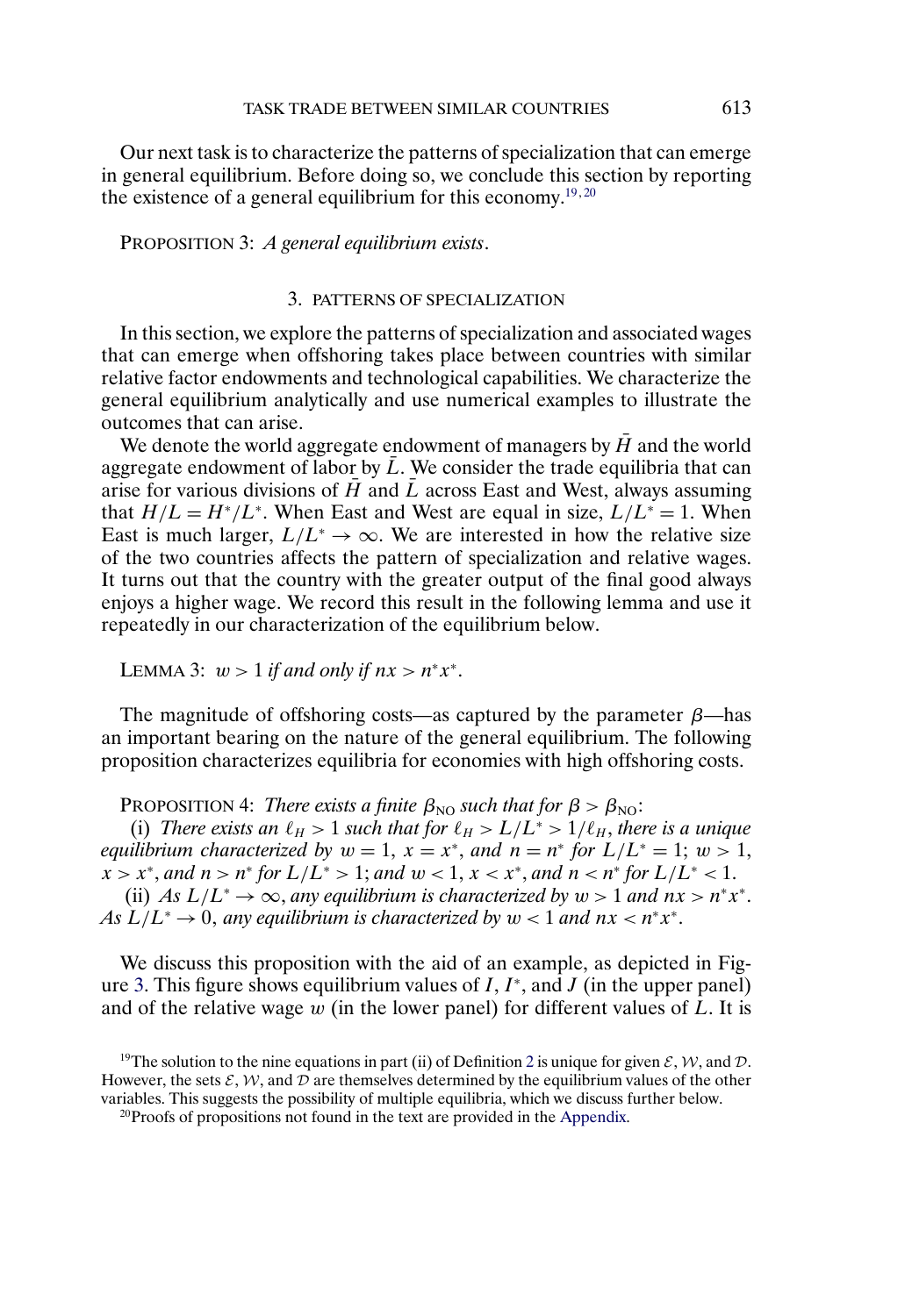Our next task is to characterize the patterns of specialization that can emerge in general equilibrium. Before doing so, we conclude this section by reporting the existence of a general equilibrium for this economy.[19,20]

PROPOSITION 3: *A general equilibrium exists.*

## 3. PATTERNS OF SPECIALIZATION

In this section, we explore the patterns of specialization and associated wages that can emerge when offshoring takes place between countries with similar relative factor endowments and technological capabilities. We characterize the general equilibrium analytically and use numerical examples to illustrate the outcomes that can arise.

We denote the world aggregate endowment of managers by $\bar{H}$ and the world aggregate endowment of labor by $\bar{L}$. We consider the trade equilibria that can arise for various divisions of $\bar{H}$ and $\bar{L}$ across East and West, always assuming that $H/L = H^*/L^*$. When East and West are equal in size, $L/L^* = 1$. When East is much larger, $L/L^* \to \infty$. We are interested in how the relative size of the two countries affects the pattern of specialization and relative wages. It turns out that the country with the greater output of the final good always enjoys a higher wage. We record this result in the following lemma and use it repeatedly in our characterization of the equilibrium below.

LEMMA 3: $w > 1$ *if and only if* $nx > n^*x^*$.

The magnitude of offshoring costs—as captured by the parameter $\beta$—has an important bearing on the nature of the general equilibrium. The following proposition characterizes equilibria for economies with high offshoring costs.

PROPOSITION 4: *There exists a finite* $\beta_{\text{NO}}$ *such that for* $\beta > \beta_{\text{NO}}$:

(i) *There exists an* $\ell_H > 1$ *such that for* $\ell_H > L/L^* > 1/\ell_H$, *there is a unique equilibrium characterized by* $w = 1$, $x = x^*$, *and* $n = n^*$ *for* $L/L^* = 1$; $w > 1$, $x > x^*$, *and* $n > n^*$ *for* $L/L^* > 1$; *and* $w < 1$, $x < x^*$, *and* $n < n^*$ *for* $L/L^* < 1$.

(ii) *As* $L/L^* \to \infty$, *any equilibrium is characterized by* $w > 1$ *and* $nx > n^*x^*$. *As* $L/L^* \to 0$, *any equilibrium is characterized by* $w < 1$ *and* $nx < n^*x^*$.

We discuss this proposition with the aid of an example, as depicted in Figure 3. This figure shows equilibrium values of $I$, $I^*$, and $J$ (in the upper panel) and of the relative wage $w$ (in the lower panel) for different values of $L$. It is

[19]The solution to the nine equations in part (ii) of Definition 2 is unique for given $\mathcal{E}$, $\mathcal{W}$, and $\mathcal{D}$. However, the sets $\mathcal{E}$, $\mathcal{W}$, and $\mathcal{D}$ are themselves determined by the equilibrium values of the other variables. This suggests the possibility of multiple equilibria, which we discuss further below.

[20]Proofs of propositions not found in the text are provided in the Appendix.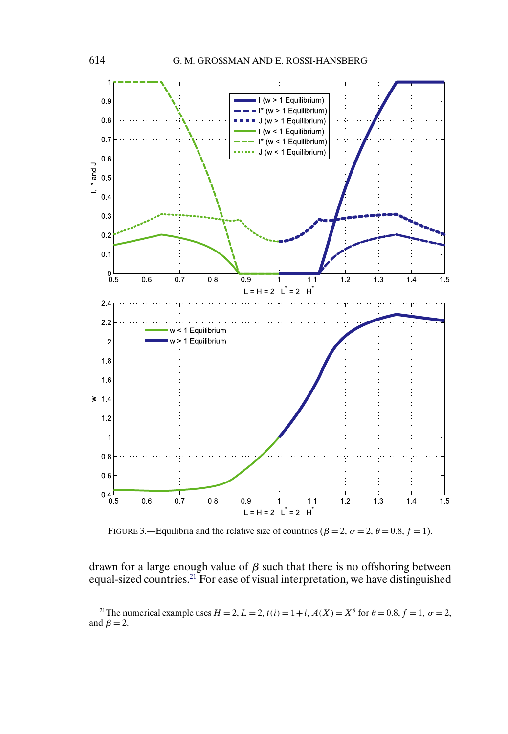FIGURE 3.—Equilibria and the relative size of countries ($\beta = 2$, $\sigma = 2$, $\theta = 0.8$, $f = 1$).

drawn for a large enough value of $\beta$ such that there is no offshoring between equal-sized countries.[21] For ease of visual interpretation, we have distinguished

[21]The numerical example uses $\bar{H} = 2$, $\bar{L} = 2$, $t(i) = 1 + i$, $A(X) = X^{\theta}$ for $\theta = 0.8$, $f = 1$, $\sigma = 2$, and $\beta = 2$.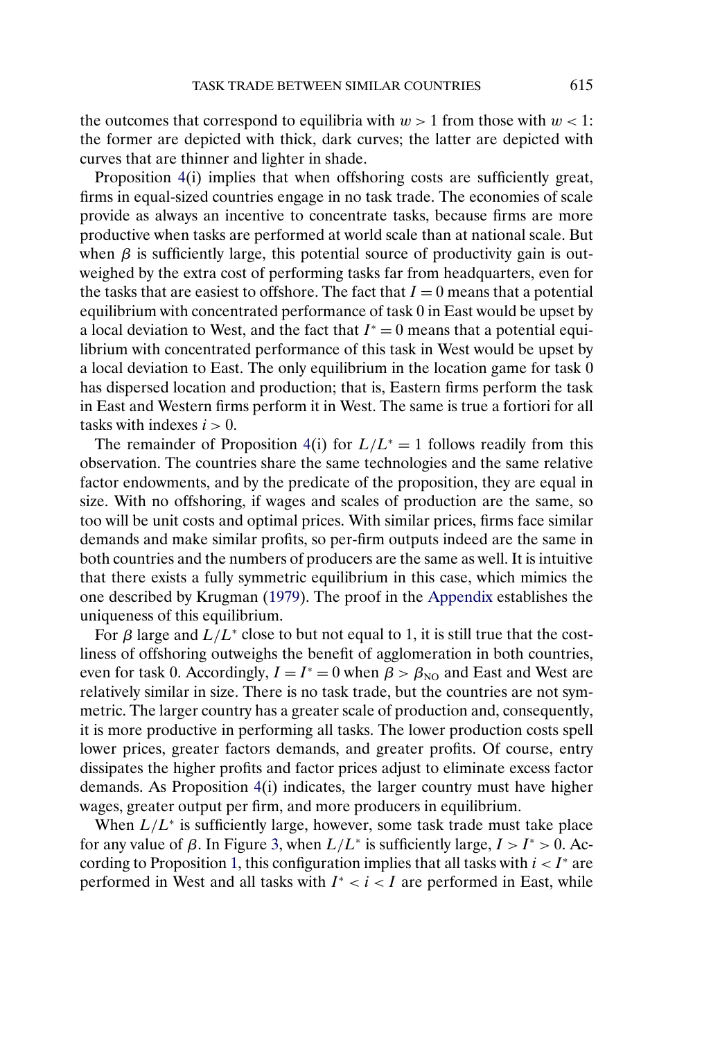the outcomes that correspond to equilibria with $w > 1$ from those with $w < 1$: the former are depicted with thick, dark curves; the latter are depicted with curves that are thinner and lighter in shade.

Proposition 4(i) implies that when offshoring costs are sufficiently great, firms in equal-sized countries engage in no task trade. The economies of scale provide as always an incentive to concentrate tasks, because firms are more productive when tasks are performed at world scale than at national scale. But when $\beta$ is sufficiently large, this potential source of productivity gain is outweighed by the extra cost of performing tasks far from headquarters, even for the tasks that are easiest to offshore. The fact that $I = 0$ means that a potential equilibrium with concentrated performance of task 0 in East would be upset by a local deviation to West, and the fact that $I^* = 0$ means that a potential equilibrium with concentrated performance of this task in West would be upset by a local deviation to East. The only equilibrium in the location game for task 0 has dispersed location and production; that is, Eastern firms perform the task in East and Western firms perform it in West. The same is true a fortiori for all tasks with indexes $i > 0$.

The remainder of Proposition 4(i) for $L/L^* = 1$ follows readily from this observation. The countries share the same technologies and the same relative factor endowments, and by the predicate of the proposition, they are equal in size. With no offshoring, if wages and scales of production are the same, so too will be unit costs and optimal prices. With similar prices, firms face similar demands and make similar profits, so per-firm outputs indeed are the same in both countries and the numbers of producers are the same as well. It is intuitive that there exists a fully symmetric equilibrium in this case, which mimics the one described by Krugman (1979). The proof in the Appendix establishes the uniqueness of this equilibrium.

For $\beta$ large and $L/L^*$ close to but not equal to 1, it is still true that the costliness of offshoring outweighs the benefit of agglomeration in both countries, even for task 0. Accordingly, $I = I^* = 0$ when $\beta > \beta_{\text{NO}}$ and East and West are relatively similar in size. There is no task trade, but the countries are not symmetric. The larger country has a greater scale of production and, consequently, it is more productive in performing all tasks. The lower production costs spell lower prices, greater factors demands, and greater profits. Of course, entry dissipates the higher profits and factor prices adjust to eliminate excess factor demands. As Proposition 4(i) indicates, the larger country must have higher wages, greater output per firm, and more producers in equilibrium.

When $L/L^*$ is sufficiently large, however, some task trade must take place for any value of $\beta$. In Figure 3, when $L/L^*$ is sufficiently large, $I > I^* > 0$. According to Proposition 1, this configuration implies that all tasks with $i < I^*$ are performed in West and all tasks with $I^* < i < I$ are performed in East, while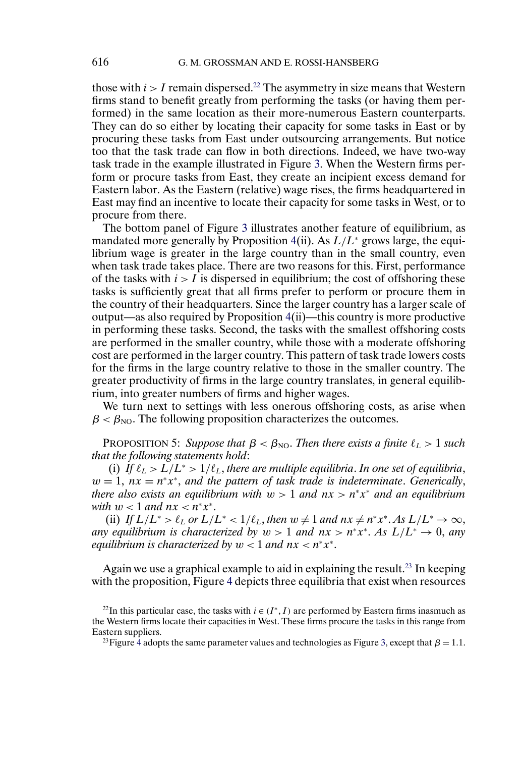those with $i > I$ remain dispersed.[22] The asymmetry in size means that Western firms stand to benefit greatly from performing the tasks (or having them performed) in the same location as their more-numerous Eastern counterparts. They can do so either by locating their capacity for some tasks in East or by procuring these tasks from East under outsourcing arrangements. But notice too that the task trade can flow in both directions. Indeed, we have two-way task trade in the example illustrated in Figure 3. When the Western firms perform or procure tasks from East, they create an incipient excess demand for Eastern labor. As the Eastern (relative) wage rises, the firms headquartered in East may find an incentive to locate their capacity for some tasks in West, or to procure from there.

The bottom panel of Figure 3 illustrates another feature of equilibrium, as mandated more generally by Proposition 4(ii). As $L/L^*$ grows large, the equilibrium wage is greater in the large country than in the small country, even when task trade takes place. There are two reasons for this. First, performance of the tasks with $i > I$ is dispersed in equilibrium; the cost of offshoring these tasks is sufficiently great that all firms prefer to perform or procure them in the country of their headquarters. Since the larger country has a larger scale of output—as also required by Proposition 4(ii)—this country is more productive in performing these tasks. Second, the tasks with the smallest offshoring costs are performed in the smaller country, while those with a moderate offshoring cost are performed in the larger country. This pattern of task trade lowers costs for the firms in the large country relative to those in the smaller country. The greater productivity of firms in the large country translates, in general equilibrium, into greater numbers of firms and higher wages.

We turn next to settings with less onerous offshoring costs, as arise when $\beta < \beta_{\mathrm{NO}}$. The following proposition characterizes the outcomes.

PROPOSITION 5: *Suppose that $\beta < \beta_{\mathrm{NO}}$. Then there exists a finite $\ell_L > 1$ such that the following statements hold*:

(i) *If $\ell_L > L/L^* > 1/\ell_L$, there are multiple equilibria. In one set of equilibria, $w = 1$, $nx = n^*x^*$, and the pattern of task trade is indeterminate. Generically, there also exists an equilibrium with $w > 1$ and $nx > n^*x^*$ and an equilibrium with $w < 1$ and $nx < n^*x^*$.*

(ii) *If $L/L^* > \ell_L$ or $L/L^* < 1/\ell_L$, then $w \neq 1$ and $nx \neq n^*x^*$. As $L/L^* \to \infty$, any equilibrium is characterized by $w > 1$ and $nx > n^*x^*$. As $L/L^* \to 0$, any equilibrium is characterized by $w < 1$ and $nx < n^*x^*$.*

Again we use a graphical example to aid in explaining the result.[23] In keeping with the proposition, Figure 4 depicts three equilibria that exist when resources

[22]In this particular case, the tasks with $i \in (I^*, I)$ are performed by Eastern firms inasmuch as the Western firms locate their capacities in West. These firms procure the tasks in this range from Eastern suppliers.

[23]Figure 4 adopts the same parameter values and technologies as Figure 3, except that $\beta = 1.1$.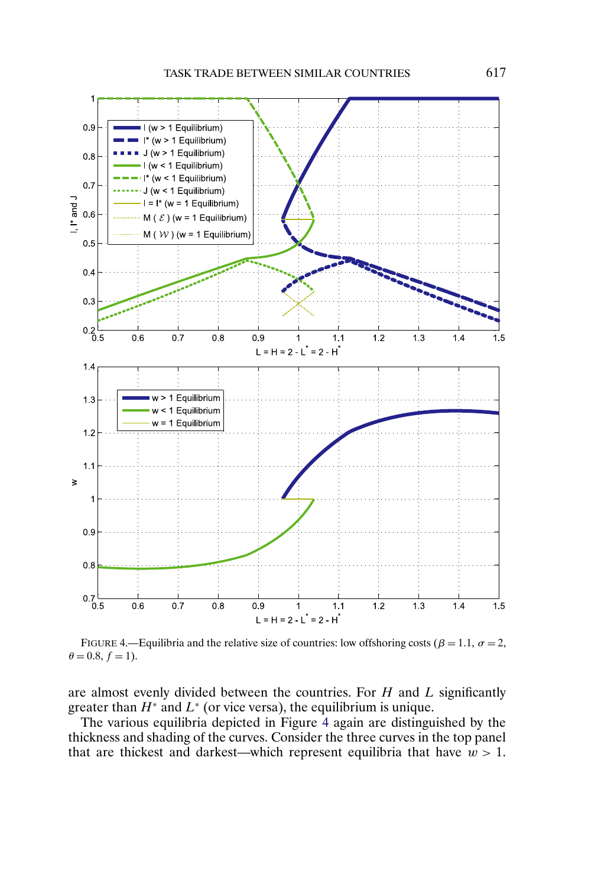FIGURE 4.—Equilibria and the relative size of countries: low offshoring costs ($\beta = 1.1$, $\sigma = 2$, $\theta = 0.8$, $f = 1$).

are almost evenly divided between the countries. For $H$ and $L$ significantly greater than $H^*$ and $L^*$ (or vice versa), the equilibrium is unique.

The various equilibria depicted in Figure 4 again are distinguished by the thickness and shading of the curves. Consider the three curves in the top panel that are thickest and darkest—which represent equilibria that have $w > 1$.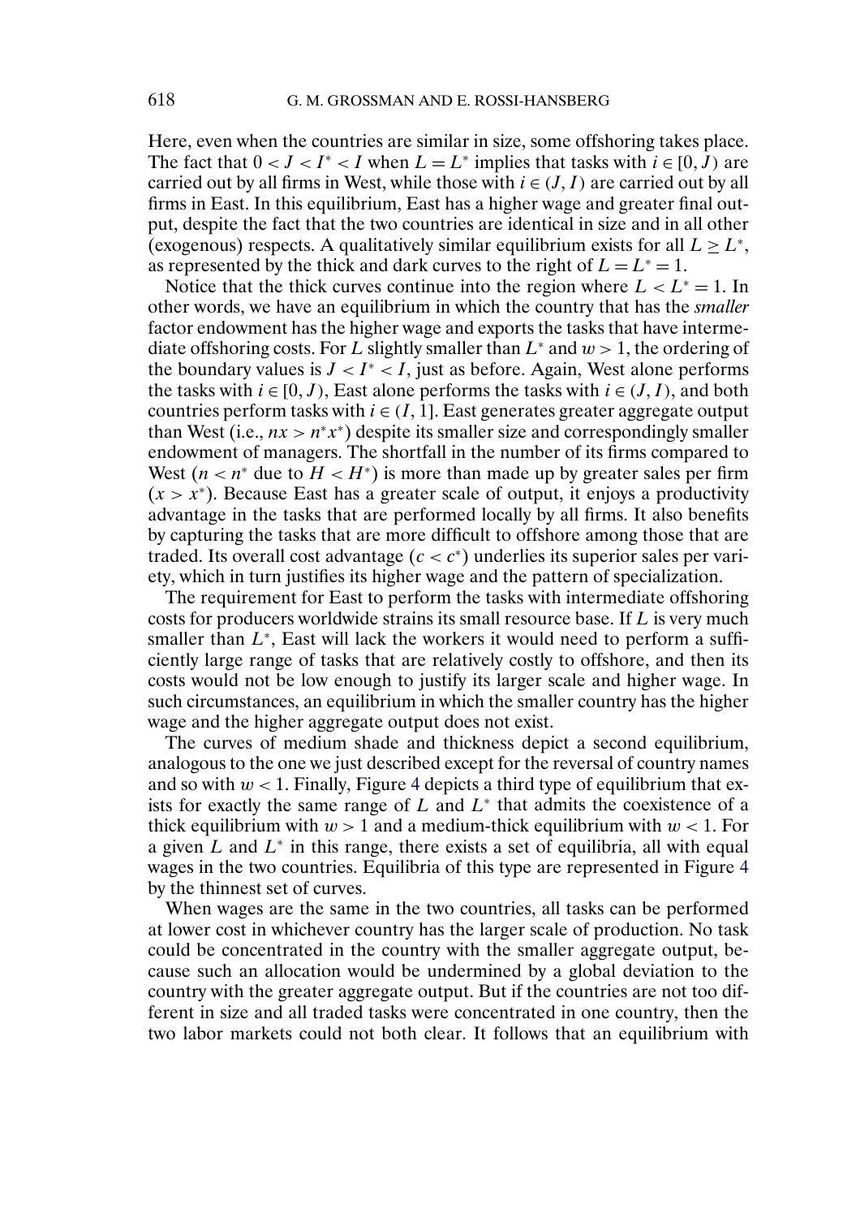Here, even when the countries are similar in size, some offshoring takes place. The fact that $0 < J < I^* < I$ when $L = L^*$ implies that tasks with $i \in [0, J)$ are carried out by all firms in West, while those with $i \in (J, I)$ are carried out by all firms in East. In this equilibrium, East has a higher wage and greater final output, despite the fact that the two countries are identical in size and in all other (exogenous) respects. A qualitatively similar equilibrium exists for all $L \geq L^*$, as represented by the thick and dark curves to the right of $L = L^* = 1$.

Notice that the thick curves continue into the region where $L < L^* = 1$. In other words, we have an equilibrium in which the country that has the *smaller* factor endowment has the higher wage and exports the tasks that have intermediate offshoring costs. For $L$ slightly smaller than $L^*$ and $w > 1$, the ordering of the boundary values is $J < I^* < I$, just as before. Again, West alone performs the tasks with $i \in [0, J)$, East alone performs the tasks with $i \in (J, I)$, and both countries perform tasks with $i \in (I, 1]$. East generates greater aggregate output than West (i.e., $nx > n^*x^*$) despite its smaller size and correspondingly smaller endowment of managers. The shortfall in the number of its firms compared to West ($n < n^*$ due to $H < H^*$) is more than made up by greater sales per firm ($x > x^*$). Because East has a greater scale of output, it enjoys a productivity advantage in the tasks that are performed locally by all firms. It also benefits by capturing the tasks that are more difficult to offshore among those that are traded. Its overall cost advantage ($c < c^*$) underlies its superior sales per variety, which in turn justifies its higher wage and the pattern of specialization.

The requirement for East to perform the tasks with intermediate offshoring costs for producers worldwide strains its small resource base. If $L$ is very much smaller than $L^*$, East will lack the workers it would need to perform a sufficiently large range of tasks that are relatively costly to offshore, and then its costs would not be low enough to justify its larger scale and higher wage. In such circumstances, an equilibrium in which the smaller country has the higher wage and the higher aggregate output does not exist.

The curves of medium shade and thickness depict a second equilibrium, analogous to the one we just described except for the reversal of country names and so with $w < 1$. Finally, Figure 4 depicts a third type of equilibrium that exists for exactly the same range of $L$ and $L^*$ that admits the coexistence of a thick equilibrium with $w > 1$ and a medium-thick equilibrium with $w < 1$. For a given $L$ and $L^*$ in this range, there exists a set of equilibria, all with equal wages in the two countries. Equilibria of this type are represented in Figure 4 by the thinnest set of curves.

When wages are the same in the two countries, all tasks can be performed at lower cost in whichever country has the larger scale of production. No task could be concentrated in the country with the smaller aggregate output, because such an allocation would be undermined by a global deviation to the country with the greater aggregate output. But if the countries are not too different in size and all traded tasks were concentrated in one country, then the two labor markets could not both clear. It follows that an equilibrium with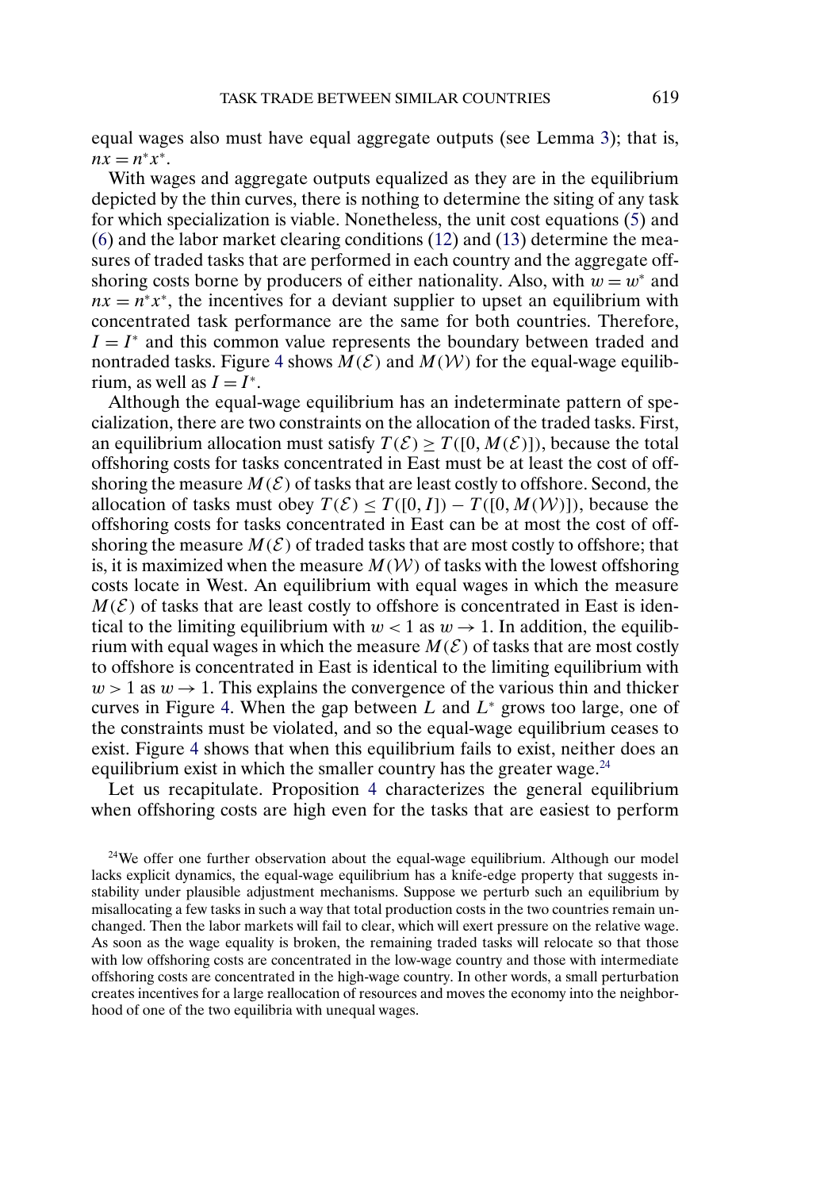equal wages also must have equal aggregate outputs (see Lemma 3); that is, $nx = n^*x^*$.

With wages and aggregate outputs equalized as they are in the equilibrium depicted by the thin curves, there is nothing to determine the siting of any task for which specialization is viable. Nonetheless, the unit cost equations (5) and (6) and the labor market clearing conditions (12) and (13) determine the measures of traded tasks that are performed in each country and the aggregate offshoring costs borne by producers of either nationality. Also, with $w = w^*$ and $nx = n^*x^*$, the incentives for a deviant supplier to upset an equilibrium with concentrated task performance are the same for both countries. Therefore, $I = I^*$ and this common value represents the boundary between traded and nontraded tasks. Figure 4 shows $M(\mathcal{E})$ and $M(\mathcal{W})$ for the equal-wage equilibrium, as well as $I = I^*$.

Although the equal-wage equilibrium has an indeterminate pattern of specialization, there are two constraints on the allocation of the traded tasks. First, an equilibrium allocation must satisfy $T(\mathcal{E}) \geq T([0, M(\mathcal{E})])$, because the total offshoring costs for tasks concentrated in East must be at least the cost of offshoring the measure $M(\mathcal{E})$ of tasks that are least costly to offshore. Second, the allocation of tasks must obey $T(\mathcal{E}) \leq T([0, I]) - T([0, M(\mathcal{W})])$, because the offshoring costs for tasks concentrated in East can be at most the cost of offshoring the measure $M(\mathcal{E})$ of traded tasks that are most costly to offshore; that is, it is maximized when the measure $M(\mathcal{W})$ of tasks with the lowest offshoring costs locate in West. An equilibrium with equal wages in which the measure $M(\mathcal{E})$ of tasks that are least costly to offshore is concentrated in East is identical to the limiting equilibrium with $w < 1$ as $w \to 1$. In addition, the equilibrium with equal wages in which the measure $M(\mathcal{E})$ of tasks that are most costly to offshore is concentrated in East is identical to the limiting equilibrium with $w > 1$ as $w \to 1$. This explains the convergence of the various thin and thicker curves in Figure 4. When the gap between $L$ and $L^*$ grows too large, one of the constraints must be violated, and so the equal-wage equilibrium ceases to exist. Figure 4 shows that when this equilibrium fails to exist, neither does an equilibrium exist in which the smaller country has the greater wage.[24]

Let us recapitulate. Proposition 4 characterizes the general equilibrium when offshoring costs are high even for the tasks that are easiest to perform

[24]We offer one further observation about the equal-wage equilibrium. Although our model lacks explicit dynamics, the equal-wage equilibrium has a knife-edge property that suggests instability under plausible adjustment mechanisms. Suppose we perturb such an equilibrium by misallocating a few tasks in such a way that total production costs in the two countries remain unchanged. Then the labor markets will fail to clear, which will exert pressure on the relative wage. As soon as the wage equality is broken, the remaining traded tasks will relocate so that those with low offshoring costs are concentrated in the low-wage country and those with intermediate offshoring costs are concentrated in the high-wage country. In other words, a small perturbation creates incentives for a large reallocation of resources and moves the economy into the neighborhood of one of the two equilibria with unequal wages.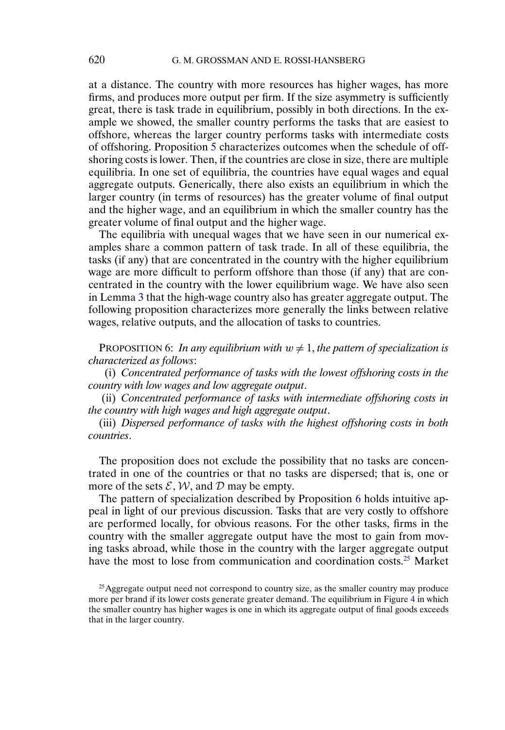at a distance. The country with more resources has higher wages, has more firms, and produces more output per firm. If the size asymmetry is sufficiently great, there is task trade in equilibrium, possibly in both directions. In the example we showed, the smaller country performs the tasks that are easiest to offshore, whereas the larger country performs tasks with intermediate costs of offshoring. Proposition 5 characterizes outcomes when the schedule of offshoring costs is lower. Then, if the countries are close in size, there are multiple equilibria. In one set of equilibria, the countries have equal wages and equal aggregate outputs. Generically, there also exists an equilibrium in which the larger country (in terms of resources) has the greater volume of final output and the higher wage, and an equilibrium in which the smaller country has the greater volume of final output and the higher wage.

The equilibria with unequal wages that we have seen in our numerical examples share a common pattern of task trade. In all of these equilibria, the tasks (if any) that are concentrated in the country with the higher equilibrium wage are more difficult to perform offshore than those (if any) that are concentrated in the country with the lower equilibrium wage. We have also seen in Lemma 3 that the high-wage country also has greater aggregate output. The following proposition characterizes more generally the links between relative wages, relative outputs, and the allocation of tasks to countries.

PROPOSITION 6: *In any equilibrium with $w \neq 1$, the pattern of specialization is characterized as follows*:

(i) *Concentrated performance of tasks with the lowest offshoring costs in the country with low wages and low aggregate output*.

(ii) *Concentrated performance of tasks with intermediate offshoring costs in the country with high wages and high aggregate output*.

(iii) *Dispersed performance of tasks with the highest offshoring costs in both countries*.

The proposition does not exclude the possibility that no tasks are concentrated in one of the countries or that no tasks are dispersed; that is, one or more of the sets $\mathcal{E}$, $\mathcal{W}$, and $\mathcal{D}$ may be empty.

The pattern of specialization described by Proposition 6 holds intuitive appeal in light of our previous discussion. Tasks that are very costly to offshore are performed locally, for obvious reasons. For the other tasks, firms in the country with the smaller aggregate output have the most to gain from moving tasks abroad, while those in the country with the larger aggregate output have the most to lose from communication and coordination costs.[25] Market

[25] Aggregate output need not correspond to country size, as the smaller country may produce more per brand if its lower costs generate greater demand. The equilibrium in Figure 4 in which the smaller country has higher wages is one in which its aggregate output of final goods exceeds that in the larger country.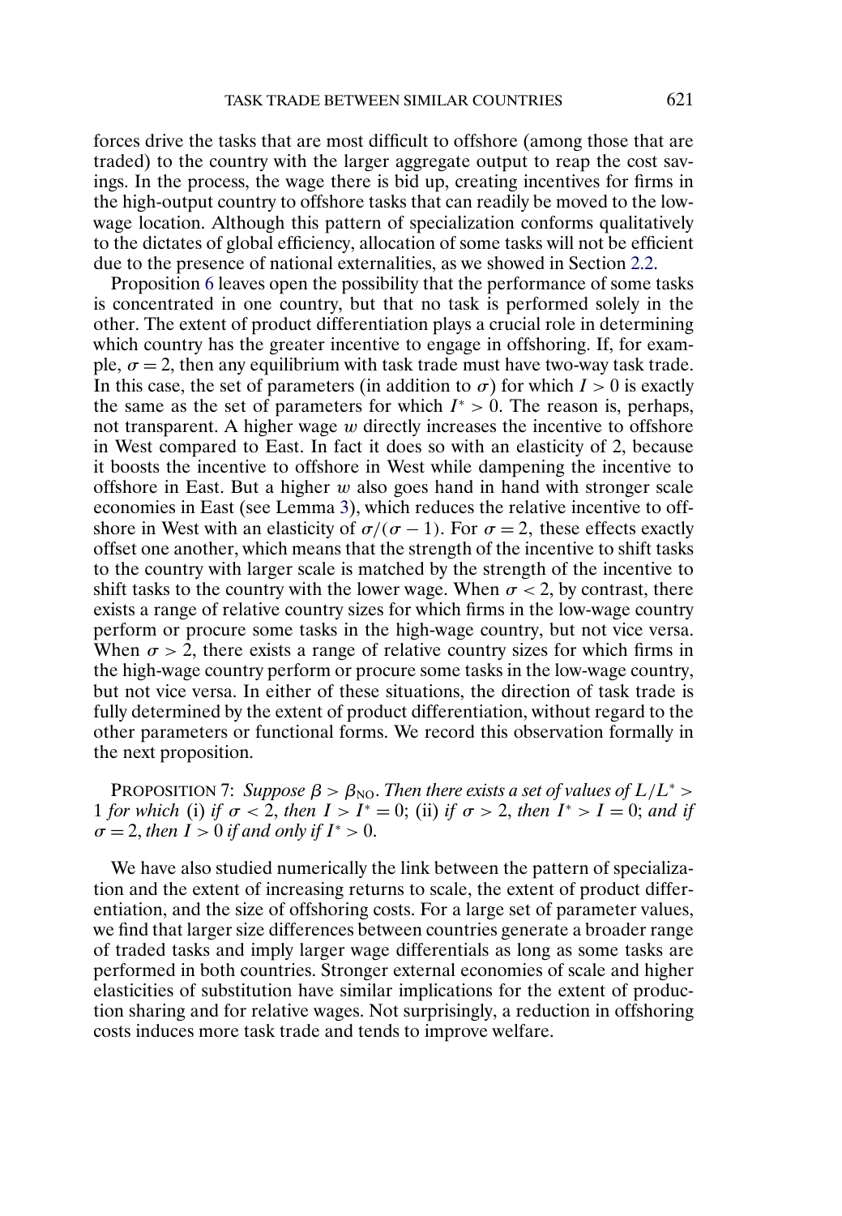forces drive the tasks that are most difficult to offshore (among those that are traded) to the country with the larger aggregate output to reap the cost savings. In the process, the wage there is bid up, creating incentives for firms in the high-output country to offshore tasks that can readily be moved to the low-wage location. Although this pattern of specialization conforms qualitatively to the dictates of global efficiency, allocation of some tasks will not be efficient due to the presence of national externalities, as we showed in Section 2.2.

Proposition 6 leaves open the possibility that the performance of some tasks is concentrated in one country, but that no task is performed solely in the other. The extent of product differentiation plays a crucial role in determining which country has the greater incentive to engage in offshoring. If, for example, $\sigma = 2$, then any equilibrium with task trade must have two-way task trade. In this case, the set of parameters (in addition to $\sigma$) for which $I > 0$ is exactly the same as the set of parameters for which $I^* > 0$. The reason is, perhaps, not transparent. A higher wage $w$ directly increases the incentive to offshore in West compared to East. In fact it does so with an elasticity of 2, because it boosts the incentive to offshore in West while dampening the incentive to offshore in East. But a higher $w$ also goes hand in hand with stronger scale economies in East (see Lemma 3), which reduces the relative incentive to offshore in West with an elasticity of $\sigma/(\sigma - 1)$. For $\sigma = 2$, these effects exactly offset one another, which means that the strength of the incentive to shift tasks to the country with larger scale is matched by the strength of the incentive to shift tasks to the country with the lower wage. When $\sigma < 2$, by contrast, there exists a range of relative country sizes for which firms in the low-wage country perform or procure some tasks in the high-wage country, but not vice versa. When $\sigma > 2$, there exists a range of relative country sizes for which firms in the high-wage country perform or procure some tasks in the low-wage country, but not vice versa. In either of these situations, the direction of task trade is fully determined by the extent of product differentiation, without regard to the other parameters or functional forms. We record this observation formally in the next proposition.

PROPOSITION 7: *Suppose* $\beta > \beta_{\text{NO}}$. *Then there exists a set of values of* $L/L^* > 1$ *for which* (i) *if* $\sigma < 2$, *then* $I > I^* = 0$; (ii) *if* $\sigma > 2$, *then* $I^* > I = 0$; *and if* $\sigma = 2$, *then* $I > 0$ *if and only if* $I^* > 0$.

We have also studied numerically the link between the pattern of specialization and the extent of increasing returns to scale, the extent of product differentiation, and the size of offshoring costs. For a large set of parameter values, we find that larger size differences between countries generate a broader range of traded tasks and imply larger wage differentials as long as some tasks are performed in both countries. Stronger external economies of scale and higher elasticities of substitution have similar implications for the extent of production sharing and for relative wages. Not surprisingly, a reduction in offshoring costs induces more task trade and tends to improve welfare.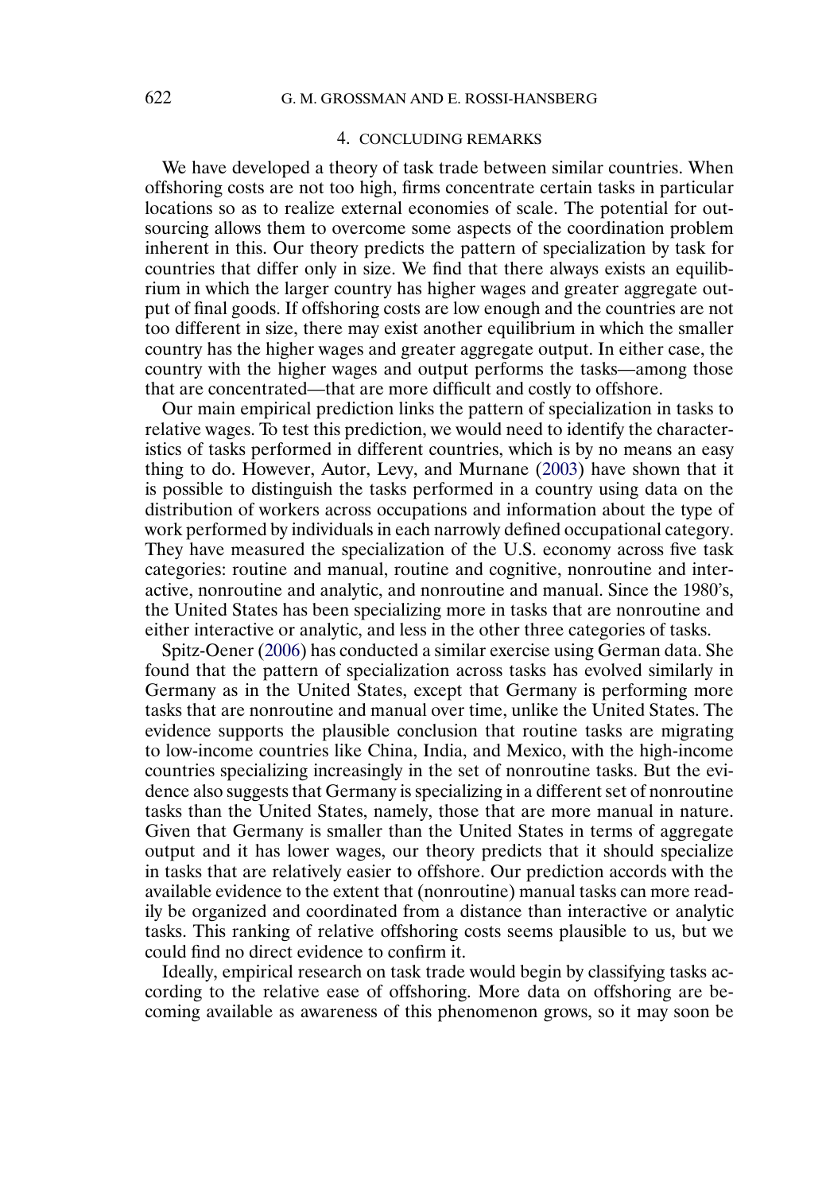## 4. CONCLUDING REMARKS

We have developed a theory of task trade between similar countries. When offshoring costs are not too high, firms concentrate certain tasks in particular locations so as to realize external economies of scale. The potential for outsourcing allows them to overcome some aspects of the coordination problem inherent in this. Our theory predicts the pattern of specialization by task for countries that differ only in size. We find that there always exists an equilibrium in which the larger country has higher wages and greater aggregate output of final goods. If offshoring costs are low enough and the countries are not too different in size, there may exist another equilibrium in which the smaller country has the higher wages and greater aggregate output. In either case, the country with the higher wages and output performs the tasks—among those that are concentrated—that are more difficult and costly to offshore.

Our main empirical prediction links the pattern of specialization in tasks to relative wages. To test this prediction, we would need to identify the characteristics of tasks performed in different countries, which is by no means an easy thing to do. However, Autor, Levy, and Murnane (2003) have shown that it is possible to distinguish the tasks performed in a country using data on the distribution of workers across occupations and information about the type of work performed by individuals in each narrowly defined occupational category. They have measured the specialization of the U.S. economy across five task categories: routine and manual, routine and cognitive, nonroutine and interactive, nonroutine and analytic, and nonroutine and manual. Since the 1980's, the United States has been specializing more in tasks that are nonroutine and either interactive or analytic, and less in the other three categories of tasks.

Spitz-Oener (2006) has conducted a similar exercise using German data. She found that the pattern of specialization across tasks has evolved similarly in Germany as in the United States, except that Germany is performing more tasks that are nonroutine and manual over time, unlike the United States. The evidence supports the plausible conclusion that routine tasks are migrating to low-income countries like China, India, and Mexico, with the high-income countries specializing increasingly in the set of nonroutine tasks. But the evidence also suggests that Germany is specializing in a different set of nonroutine tasks than the United States, namely, those that are more manual in nature. Given that Germany is smaller than the United States in terms of aggregate output and it has lower wages, our theory predicts that it should specialize in tasks that are relatively easier to offshore. Our prediction accords with the available evidence to the extent that (nonroutine) manual tasks can more readily be organized and coordinated from a distance than interactive or analytic tasks. This ranking of relative offshoring costs seems plausible to us, but we could find no direct evidence to confirm it.

Ideally, empirical research on task trade would begin by classifying tasks according to the relative ease of offshoring. More data on offshoring are becoming available as awareness of this phenomenon grows, so it may soon be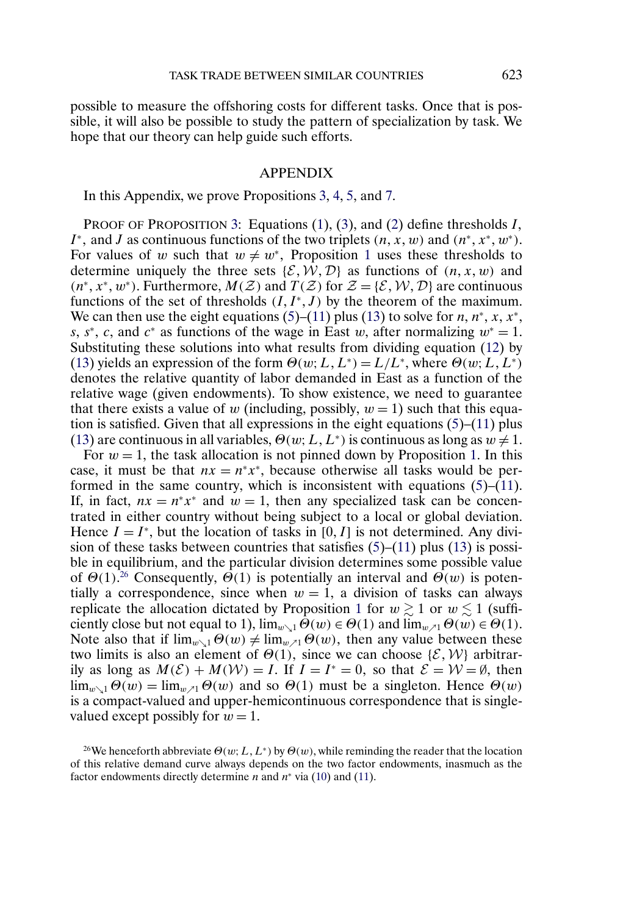possible to measure the offshoring costs for different tasks. Once that is possible, it will also be possible to study the pattern of specialization by task. We hope that our theory can help guide such efforts.

## APPENDIX

In this Appendix, we prove Propositions 3, 4, 5, and 7.

PROOF OF PROPOSITION 3: Equations (1), (3), and (2) define thresholds $I$, $I^*$, and $J$ as continuous functions of the two triplets $(n, x, w)$ and $(n^*, x^*, w^*)$. For values of $w$ such that $w \neq w^*$, Proposition 1 uses these thresholds to determine uniquely the three sets $\{\mathcal{E}, \mathcal{W}, \mathcal{D}\}$ as functions of $(n, x, w)$ and $(n^*, x^*, w^*)$. Furthermore, $M(\mathcal{Z})$ and $T(\mathcal{Z})$ for $\mathcal{Z} = \{\mathcal{E}, \mathcal{W}, \mathcal{D}\}$ are continuous functions of the set of thresholds $(I, I^*, J)$ by the theorem of the maximum. We can then use the eight equations (5)–(11) plus (13) to solve for $n$, $n^*$, $x$, $x^*$, $s$, $s^*$, $c$, and $c^*$ as functions of the wage in East $w$, after normalizing $w^* = 1$. Substituting these solutions into what results from dividing equation (12) by (13) yields an expression of the form $\Theta(w; L, L^*) = L/L^*$, where $\Theta(w; L, L^*)$ denotes the relative quantity of labor demanded in East as a function of the relative wage (given endowments). To show existence, we need to guarantee that there exists a value of $w$ (including, possibly, $w = 1$) such that this equation is satisfied. Given that all expressions in the eight equations (5)–(11) plus (13) are continuous in all variables, $\Theta(w; L, L^*)$ is continuous as long as $w \neq 1$.

For $w = 1$, the task allocation is not pinned down by Proposition 1. In this case, it must be that $nx = n^*x^*$, because otherwise all tasks would be performed in the same country, which is inconsistent with equations (5)–(11). If, in fact, $nx = n^*x^*$ and $w = 1$, then any specialized task can be concentrated in either country without being subject to a local or global deviation. Hence $I = I^*$, but the location of tasks in $[0, I]$ is not determined. Any division of these tasks between countries that satisfies (5)–(11) plus (13) is possible in equilibrium, and the particular division determines some possible value of $\Theta(1)$.[26] Consequently, $\Theta(1)$ is potentially an interval and $\Theta(w)$ is potentially a correspondence, since when $w = 1$, a division of tasks can always replicate the allocation dictated by Proposition 1 for $w \gtrsim 1$ or $w \lesssim 1$ (sufficiently close but not equal to 1), $\lim_{w \searrow 1} \Theta(w) \in \Theta(1)$ and $\lim_{w \nearrow 1} \Theta(w) \in \Theta(1)$. Note also that if $\lim_{w \searrow 1} \Theta(w) \neq \lim_{w \nearrow 1} \Theta(w)$, then any value between these two limits is also an element of $\Theta(1)$, since we can choose $\{\mathcal{E}, \mathcal{W}\}$ arbitrarily as long as $M(\mathcal{E}) + M(\mathcal{W}) = I$. If $I = I^* = 0$, so that $\mathcal{E} = \mathcal{W} = \emptyset$, then $\lim_{w \searrow 1} \Theta(w) = \lim_{w \nearrow 1} \Theta(w)$ and so $\Theta(1)$ must be a singleton. Hence $\Theta(w)$ is a compact-valued and upper-hemicontinuous correspondence that is single-valued except possibly for $w = 1$.

[26] We henceforth abbreviate $\Theta(w; L, L^*)$ by $\Theta(w)$, while reminding the reader that the location of this relative demand curve always depends on the two factor endowments, inasmuch as the factor endowments directly determine $n$ and $n^*$ via (10) and (11).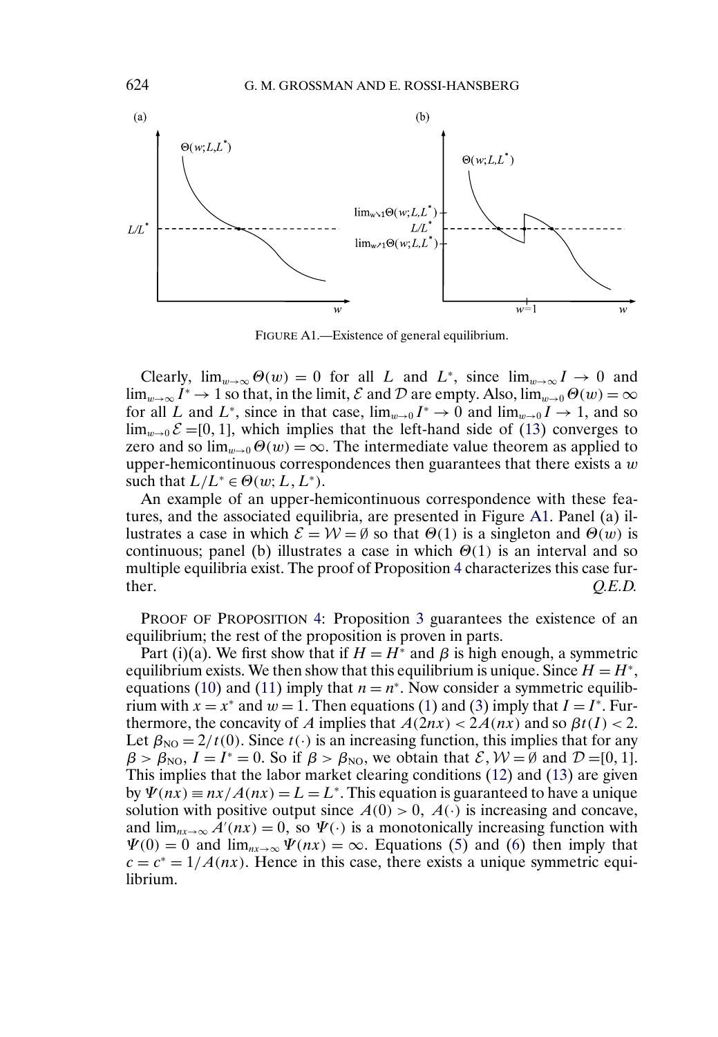FIGURE A1.—Existence of general equilibrium.

Clearly, $\lim_{w\to\infty}\Theta(w) = 0$ for all $L$ and $L^*$, since $\lim_{w\to\infty} I \to 0$ and $\lim_{w\to\infty} I^* \to 1$ so that, in the limit, $\mathcal{E}$ and $\mathcal{D}$ are empty. Also, $\lim_{w\to 0}\Theta(w) = \infty$ for all $L$ and $L^*$, since in that case, $\lim_{w\to 0} I^* \to 0$ and $\lim_{w\to 0} I \to 1$, and so $\lim_{w\to 0}\mathcal{E} = [0, 1]$, which implies that the left-hand side of (13) converges to zero and so $\lim_{w\to 0}\Theta(w) = \infty$. The intermediate value theorem as applied to upper-hemicontinuous correspondences then guarantees that there exists a $w$ such that $L/L^* \in \Theta(w; L, L^*)$.

An example of an upper-hemicontinuous correspondence with these features, and the associated equilibria, are presented in Figure A1. Panel (a) illustrates a case in which $\mathcal{E} = \mathcal{W} = \emptyset$ so that $\Theta(1)$ is a singleton and $\Theta(w)$ is continuous; panel (b) illustrates a case in which $\Theta(1)$ is an interval and so multiple equilibria exist. The proof of Proposition 4 characterizes this case further. *Q.E.D.*

PROOF OF PROPOSITION 4: Proposition 3 guarantees the existence of an equilibrium; the rest of the proposition is proven in parts.

Part (i)(a). We first show that if $H = H^*$ and $\beta$ is high enough, a symmetric equilibrium exists. We then show that this equilibrium is unique. Since $H = H^*$, equations (10) and (11) imply that $n = n^*$. Now consider a symmetric equilibrium with $x = x^*$ and $w = 1$. Then equations (1) and (3) imply that $I = I^*$. Furthermore, the concavity of $A$ implies that $A(2nx) < 2A(nx)$ and so $\beta t(I) < 2$. Let $\beta_{\text{NO}} = 2/t(0)$. Since $t(\cdot)$ is an increasing function, this implies that for any $\beta > \beta_{\text{NO}}$, $I = I^* = 0$. So if $\beta > \beta_{\text{NO}}$, we obtain that $\mathcal{E}, \mathcal{W} = \emptyset$ and $\mathcal{D} = [0, 1]$. This implies that the labor market clearing conditions (12) and (13) are given by $\Psi(nx) \equiv nx/A(nx) = L = L^*$. This equation is guaranteed to have a unique solution with positive output since $A(0) > 0$, $A(\cdot)$ is increasing and concave, and $\lim_{nx\to\infty} A'(nx) = 0$, so $\Psi(\cdot)$ is a monotonically increasing function with $\Psi(0) = 0$ and $\lim_{nx\to\infty}\Psi(nx) = \infty$. Equations (5) and (6) then imply that $c = c^* = 1/A(nx)$. Hence in this case, there exists a unique symmetric equilibrium.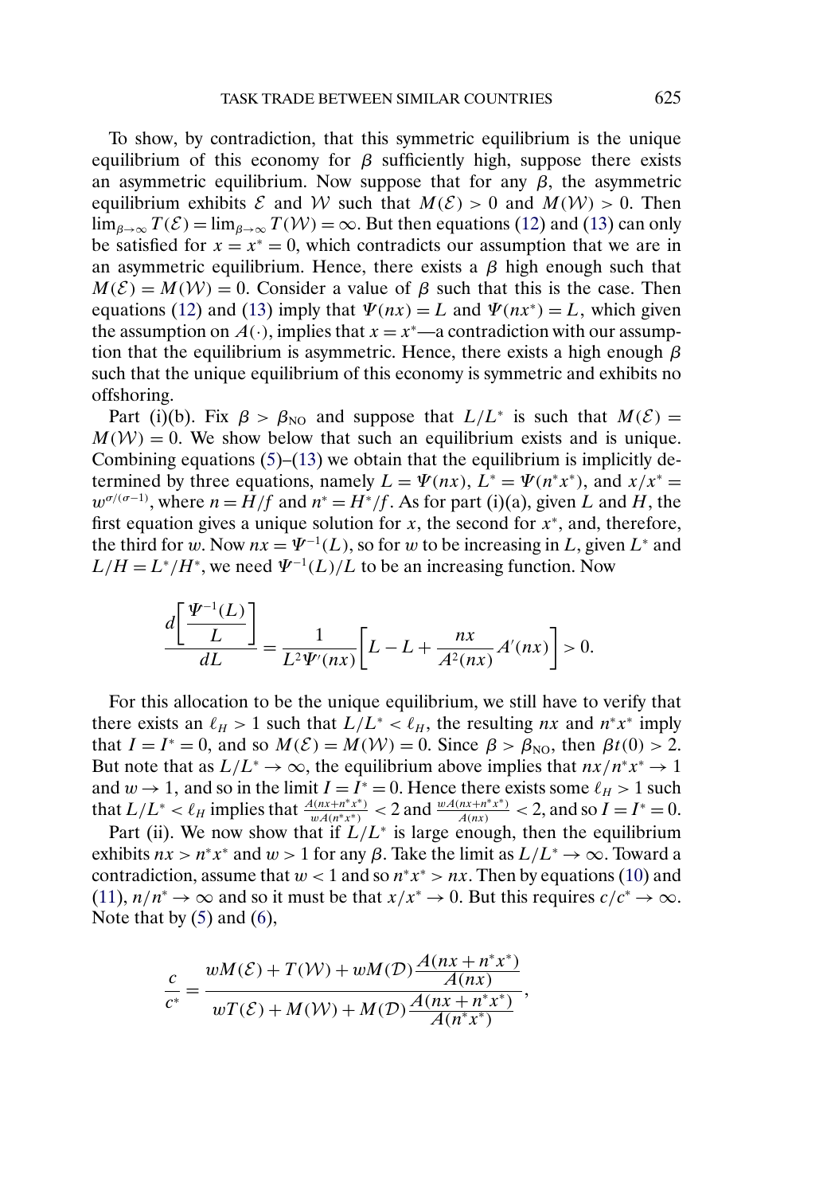To show, by contradiction, that this symmetric equilibrium is the unique equilibrium of this economy for $\beta$ sufficiently high, suppose there exists an asymmetric equilibrium. Now suppose that for any $\beta$, the asymmetric equilibrium exhibits $\mathcal{E}$ and $\mathcal{W}$ such that $M(\mathcal{E}) > 0$ and $M(\mathcal{W}) > 0$. Then $\lim_{\beta\to\infty} T(\mathcal{E}) = \lim_{\beta\to\infty} T(\mathcal{W}) = \infty$. But then equations (12) and (13) can only be satisfied for $x = x^* = 0$, which contradicts our assumption that we are in an asymmetric equilibrium. Hence, there exists a $\beta$ high enough such that $M(\mathcal{E}) = M(\mathcal{W}) = 0$. Consider a value of $\beta$ such that this is the case. Then equations (12) and (13) imply that $\Psi(nx) = L$ and $\Psi(nx^*) = L$, which given the assumption on $A(\cdot)$, implies that $x = x^*$—a contradiction with our assumption that the equilibrium is asymmetric. Hence, there exists a high enough $\beta$ such that the unique equilibrium of this economy is symmetric and exhibits no offshoring.

Part (i)(b). Fix $\beta > \beta_{\text{NO}}$ and suppose that $L/L^*$ is such that $M(\mathcal{E}) = M(\mathcal{W}) = 0$. We show below that such an equilibrium exists and is unique. Combining equations (5)–(13) we obtain that the equilibrium is implicitly determined by three equations, namely $L = \Psi(nx)$, $L^* = \Psi(n^*x^*)$, and $x/x^* = w^{\sigma/(\sigma-1)}$, where $n = H/f$ and $n^* = H^*/f$. As for part (i)(a), given $L$ and $H$, the first equation gives a unique solution for $x$, the second for $x^*$, and, therefore, the third for $w$. Now $nx = \Psi^{-1}(L)$, so for $w$ to be increasing in $L$, given $L^*$ and $L/H = L^*/H^*$, we need $\Psi^{-1}(L)/L$ to be an increasing function. Now

$$\frac{d\left[\dfrac{\Psi^{-1}(L)}{L}\right]}{dL} = \frac{1}{L^2\Psi'(nx)}\left[L - L + \frac{nx}{A^2(nx)}A'(nx)\right] > 0.$$

For this allocation to be the unique equilibrium, we still have to verify that there exists an $\ell_H > 1$ such that $L/L^* < \ell_H$, the resulting $nx$ and $n^*x^*$ imply that $I = I^* = 0$, and so $M(\mathcal{E}) = M(\mathcal{W}) = 0$. Since $\beta > \beta_{\text{NO}}$, then $\beta t(0) > 2$. But note that as $L/L^* \to \infty$, the equilibrium above implies that $nx/n^*x^* \to 1$ and $w \to 1$, and so in the limit $I = I^* = 0$. Hence there exists some $\ell_H > 1$ such that $L/L^* < \ell_H$ implies that $\frac{A(nx+n^*x^*)}{wA(n^*x^*)} < 2$ and $\frac{wA(nx+n^*x^*)}{A(nx)} < 2$, and so $I = I^* = 0$.

Part (ii). We now show that if $L/L^*$ is large enough, then the equilibrium exhibits $nx > n^*x^*$ and $w > 1$ for any $\beta$. Take the limit as $L/L^* \to \infty$. Toward a contradiction, assume that $w < 1$ and so $n^*x^* > nx$. Then by equations (10) and (11), $n/n^* \to \infty$ and so it must be that $x/x^* \to 0$. But this requires $c/c^* \to \infty$. Note that by (5) and (6),

$$\frac{c}{c^*} = \frac{wM(\mathcal{E}) + T(\mathcal{W}) + wM(\mathcal{D})\dfrac{A(nx+n^*x^*)}{A(nx)}}{wT(\mathcal{E}) + M(\mathcal{W}) + M(\mathcal{D})\dfrac{A(nx+n^*x^*)}{A(n^*x^*)}},$$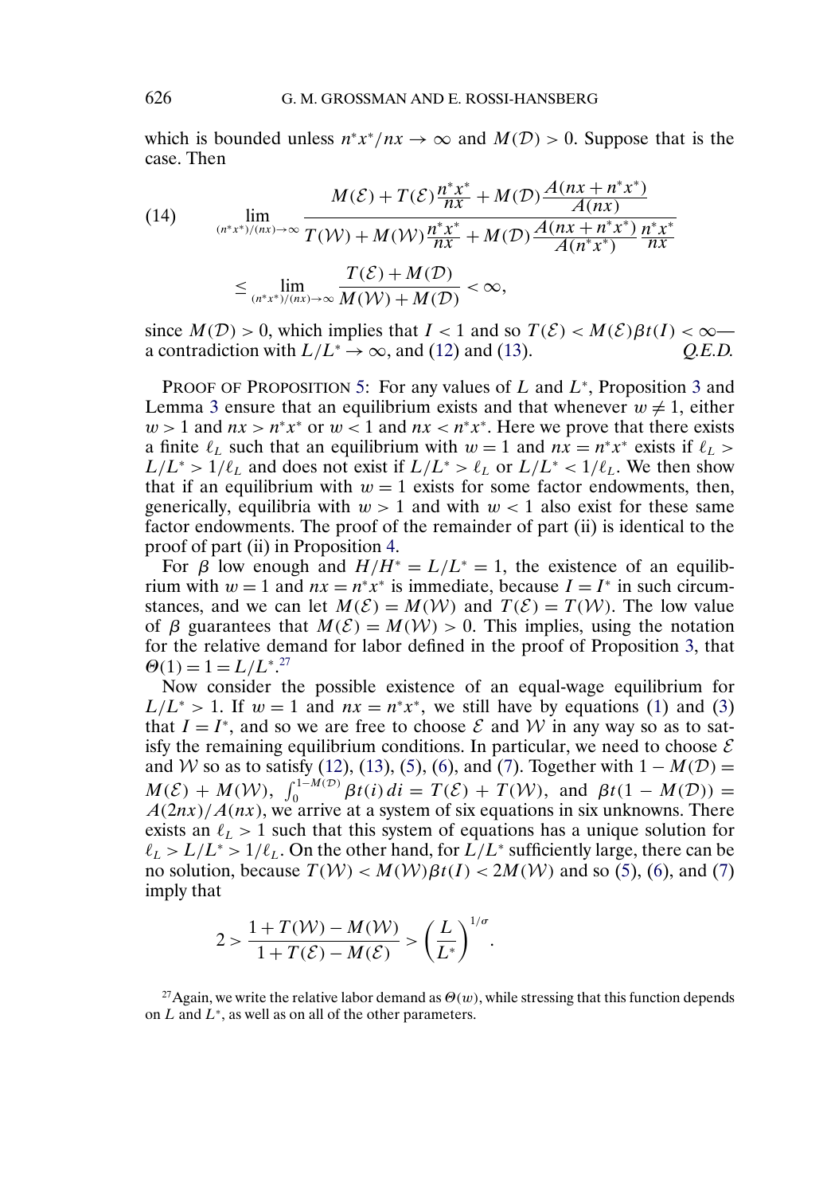which is bounded unless $n^*x^*/nx \to \infty$ and $M(\mathcal{D}) > 0$. Suppose that is the case. Then

$$
(14) \qquad \lim_{(n^*x^*)/(nx)\to\infty} \frac{M(\mathcal{E}) + T(\mathcal{E})\frac{n^*x^*}{nx} + M(\mathcal{D})\frac{A(nx+n^*x^*)}{A(nx)}}{T(\mathcal{W}) + M(\mathcal{W})\frac{n^*x^*}{nx} + M(\mathcal{D})\frac{A(nx+n^*x^*)}{A(n^*x^*)}\frac{n^*x^*}{nx}}
$$

$$
\leq \lim_{(n^*x^*)/(nx)\to\infty} \frac{T(\mathcal{E}) + M(\mathcal{D})}{M(\mathcal{W}) + M(\mathcal{D})} < \infty,
$$

since $M(\mathcal{D}) > 0$, which implies that $I < 1$ and so $T(\mathcal{E}) < M(\mathcal{E})\beta t(I) < \infty$—a contradiction with $L/L^* \to \infty$, and (12) and (13). *Q.E.D.*

PROOF OF PROPOSITION 5: For any values of $L$ and $L^*$, Proposition 3 and Lemma 3 ensure that an equilibrium exists and that whenever $w \neq 1$, either $w > 1$ and $nx > n^*x^*$ or $w < 1$ and $nx < n^*x^*$. Here we prove that there exists a finite $\ell_L$ such that an equilibrium with $w = 1$ and $nx = n^*x^*$ exists if $\ell_L > L/L^* > 1/\ell_L$ and does not exist if $L/L^* > \ell_L$ or $L/L^* < 1/\ell_L$. We then show that if an equilibrium with $w = 1$ exists for some factor endowments, then, generically, equilibria with $w > 1$ and with $w < 1$ also exist for these same factor endowments. The proof of the remainder of part (ii) is identical to the proof of part (ii) in Proposition 4.

For $\beta$ low enough and $H/H^* = L/L^* = 1$, the existence of an equilibrium with $w = 1$ and $nx = n^*x^*$ is immediate, because $I = I^*$ in such circumstances, and we can let $M(\mathcal{E}) = M(\mathcal{W})$ and $T(\mathcal{E}) = T(\mathcal{W})$. The low value of $\beta$ guarantees that $M(\mathcal{E}) = M(\mathcal{W}) > 0$. This implies, using the notation for the relative demand for labor defined in the proof of Proposition 3, that $\Theta(1) = 1 = L/L^*$.[27]

Now consider the possible existence of an equal-wage equilibrium for $L/L^* > 1$. If $w = 1$ and $nx = n^*x^*$, we still have by equations (1) and (3) that $I = I^*$, and so we are free to choose $\mathcal{E}$ and $\mathcal{W}$ in any way so as to satisfy the remaining equilibrium conditions. In particular, we need to choose $\mathcal{E}$ and $\mathcal{W}$ so as to satisfy (12), (13), (5), (6), and (7). Together with $1 - M(\mathcal{D}) = M(\mathcal{E}) + M(\mathcal{W})$, $\int_0^{1-M(\mathcal{D})} \beta t(i)\, di = T(\mathcal{E}) + T(\mathcal{W})$, and $\beta t(1 - M(\mathcal{D})) = A(2nx)/A(nx)$, we arrive at a system of six equations in six unknowns. There exists an $\ell_L > 1$ such that this system of equations has a unique solution for $\ell_L > L/L^* > 1/\ell_L$. On the other hand, for $L/L^*$ sufficiently large, there can be no solution, because $T(\mathcal{W}) < M(\mathcal{W})\beta t(I) < 2M(\mathcal{W})$ and so (5), (6), and (7) imply that

$$
2 > \frac{1 + T(\mathcal{W}) - M(\mathcal{W})}{1 + T(\mathcal{E}) - M(\mathcal{E})} > \left(\frac{L}{L^*}\right)^{1/\sigma}.
$$

[27] Again, we write the relative labor demand as $\Theta(w)$, while stressing that this function depends on $L$ and $L^*$, as well as on all of the other parameters.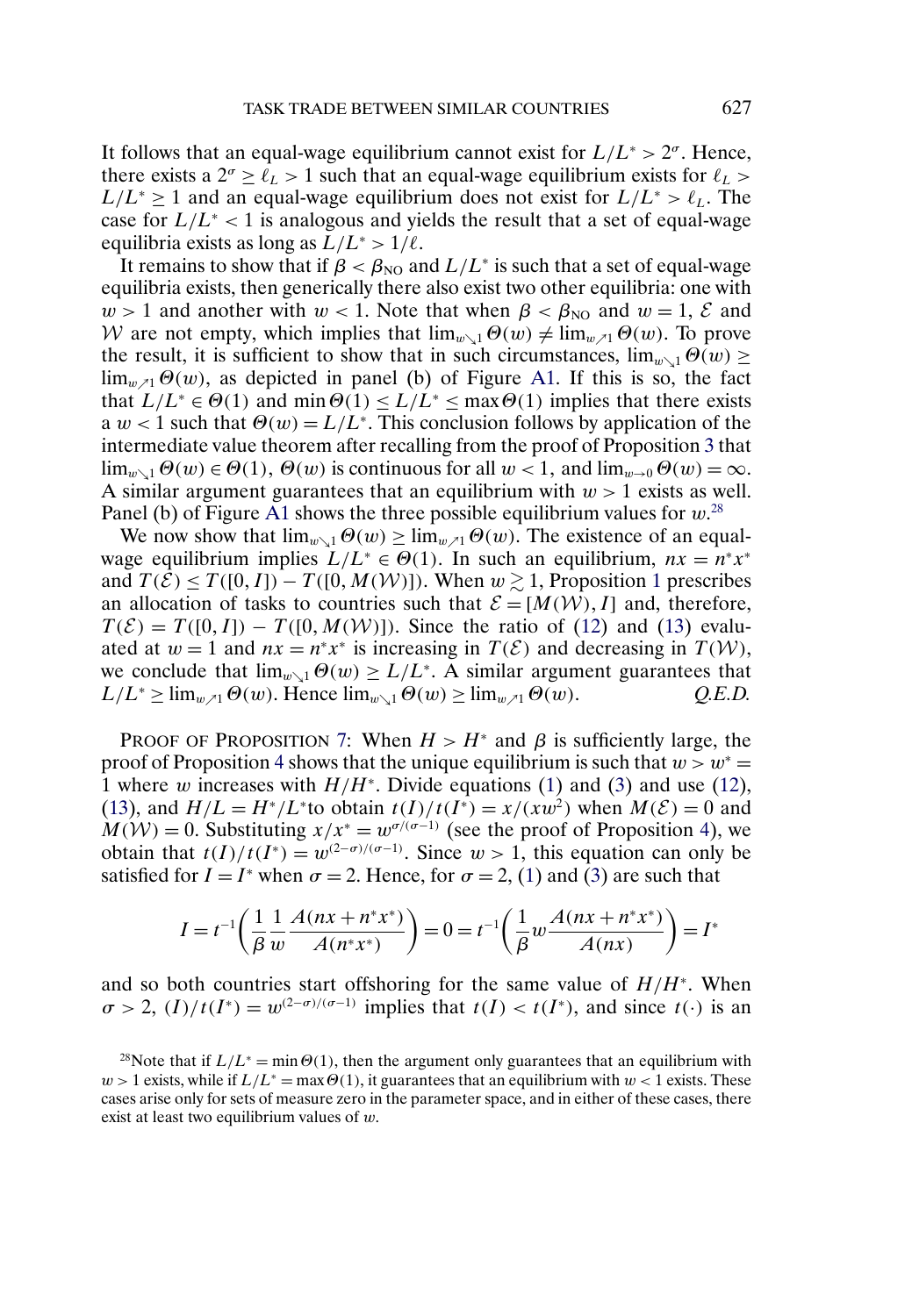It follows that an equal-wage equilibrium cannot exist for $L/L^* > 2^\sigma$. Hence, there exists a $2^\sigma \geq \ell_L > 1$ such that an equal-wage equilibrium exists for $\ell_L > L/L^* \geq 1$ and an equal-wage equilibrium does not exist for $L/L^* > \ell_L$. The case for $L/L^* < 1$ is analogous and yields the result that a set of equal-wage equilibria exists as long as $L/L^* > 1/\ell$.

It remains to show that if $\beta < \beta_{\text{NO}}$ and $L/L^*$ is such that a set of equal-wage equilibria exists, then generically there also exist two other equilibria: one with $w > 1$ and another with $w < 1$. Note that when $\beta < \beta_{\text{NO}}$ and $w = 1$, $\mathcal{E}$ and $\mathcal{W}$ are not empty, which implies that $\lim_{w\searrow 1} \Theta(w) \neq \lim_{w\nearrow 1} \Theta(w)$. To prove the result, it is sufficient to show that in such circumstances, $\lim_{w\searrow 1} \Theta(w) \geq \lim_{w\nearrow 1} \Theta(w)$, as depicted in panel (b) of Figure A1. If this is so, the fact that $L/L^* \in \Theta(1)$ and $\min \Theta(1) \leq L/L^* \leq \max \Theta(1)$ implies that there exists a $w < 1$ such that $\Theta(w) = L/L^*$. This conclusion follows by application of the intermediate value theorem after recalling from the proof of Proposition 3 that $\lim_{w\searrow 1} \Theta(w) \in \Theta(1)$, $\Theta(w)$ is continuous for all $w < 1$, and $\lim_{w\to 0} \Theta(w) = \infty$. A similar argument guarantees that an equilibrium with $w > 1$ exists as well. Panel (b) of Figure A1 shows the three possible equilibrium values for $w$.[28]

We now show that $\lim_{w\searrow 1} \Theta(w) \geq \lim_{w\nearrow 1} \Theta(w)$. The existence of an equal-wage equilibrium implies $L/L^* \in \Theta(1)$. In such an equilibrium, $nx = n^*x^*$ and $T(\mathcal{E}) \leq T([0, I]) - T([0, M(\mathcal{W})])$. When $w \gtrsim 1$, Proposition 1 prescribes an allocation of tasks to countries such that $\mathcal{E} = [M(\mathcal{W}), I]$ and, therefore, $T(\mathcal{E}) = T([0, I]) - T([0, M(\mathcal{W})])$. Since the ratio of (12) and (13) evaluated at $w = 1$ and $nx = n^*x^*$ is increasing in $T(\mathcal{E})$ and decreasing in $T(\mathcal{W})$, we conclude that $\lim_{w\searrow 1} \Theta(w) \geq L/L^*$. A similar argument guarantees that $L/L^* \geq \lim_{w\nearrow 1} \Theta(w)$. Hence $\lim_{w\searrow 1} \Theta(w) \geq \lim_{w\nearrow 1} \Theta(w)$. *Q.E.D.*

PROOF OF PROPOSITION 7: When $H > H^*$ and $\beta$ is sufficiently large, the proof of Proposition 4 shows that the unique equilibrium is such that $w > w^* = 1$ where $w$ increases with $H/H^*$. Divide equations (1) and (3) and use (12), (13), and $H/L = H^*/L^*$to obtain $t(I)/t(I^*) = x/(xw^2)$ when $M(\mathcal{E}) = 0$ and $M(\mathcal{W}) = 0$. Substituting $x/x^* = w^{\sigma/(\sigma-1)}$ (see the proof of Proposition 4), we obtain that $t(I)/t(I^*) = w^{(2-\sigma)/(\sigma-1)}$. Since $w > 1$, this equation can only be satisfied for $I = I^*$ when $\sigma = 2$. Hence, for $\sigma = 2$, (1) and (3) are such that

$$I = t^{-1}\left(\frac{1}{\beta}\frac{1}{w}\frac{A(nx + n^*x^*)}{A(n^*x^*)}\right) = 0 = t^{-1}\left(\frac{1}{\beta}w\frac{A(nx + n^*x^*)}{A(nx)}\right) = I^*$$

and so both countries start offshoring for the same value of $H/H^*$. When $\sigma > 2$, $(I)/t(I^*) = w^{(2-\sigma)/(\sigma-1)}$ implies that $t(I) < t(I^*)$, and since $t(\cdot)$ is an

[28]Note that if $L/L^* = \min \Theta(1)$, then the argument only guarantees that an equilibrium with $w > 1$ exists, while if $L/L^* = \max \Theta(1)$, it guarantees that an equilibrium with $w < 1$ exists. These cases arise only for sets of measure zero in the parameter space, and in either of these cases, there exist at least two equilibrium values of $w$.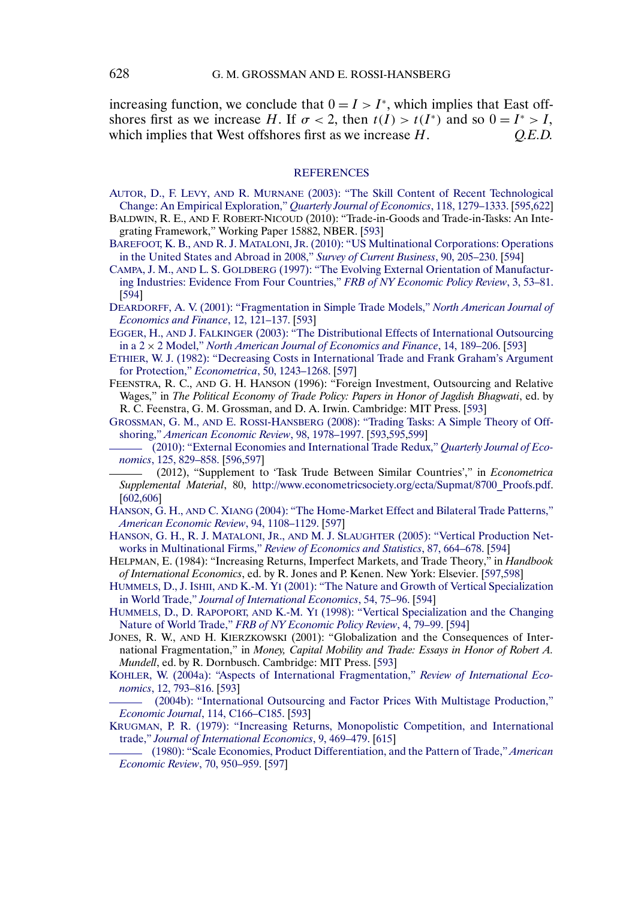increasing function, we conclude that $0 = I > I^*$, which implies that East offshores first as we increase $H$. If $\sigma < 2$, then $t(I) > t(I^*)$ and so $0 = I^* > I$, which implies that West offshores first as we increase $H$. *Q.E.D.*

## REFERENCES

AUTOR, D., F. LEVY, AND R. MURNANE (2003): "The Skill Content of Recent Technological Change: An Empirical Exploration," *Quarterly Journal of Economics*, 118, 1279–1333. [595,622]

BALDWIN, R. E., AND F. ROBERT-NICOUD (2010): "Trade-in-Goods and Trade-in-Tasks: An Integrating Framework," Working Paper 15882, NBER. [593]

BAREFOOT, K. B., AND R. J. MATALONI, JR. (2010): "US Multinational Corporations: Operations in the United States and Abroad in 2008," *Survey of Current Business*, 90, 205–230. [594]

CAMPA, J. M., AND L. S. GOLDBERG (1997): "The Evolving External Orientation of Manufacturing Industries: Evidence From Four Countries," *FRB of NY Economic Policy Review*, 3, 53–81. [594]

DEARDORFF, A. V. (2001): "Fragmentation in Simple Trade Models," *North American Journal of Economics and Finance*, 12, 121–137. [593]

EGGER, H., AND J. FALKINGER (2003): "The Distributional Effects of International Outsourcing in a 2 × 2 Model," *North American Journal of Economics and Finance*, 14, 189–206. [593]

ETHIER, W. J. (1982): "Decreasing Costs in International Trade and Frank Graham's Argument for Protection," *Econometrica*, 50, 1243–1268. [597]

FEENSTRA, R. C., AND G. H. HANSON (1996): "Foreign Investment, Outsourcing and Relative Wages," in *The Political Economy of Trade Policy: Papers in Honor of Jagdish Bhagwati*, ed. by R. C. Feenstra, G. M. Grossman, and D. A. Irwin. Cambridge: MIT Press. [593]

GROSSMAN, G. M., AND E. ROSSI-HANSBERG (2008): "Trading Tasks: A Simple Theory of Offshoring," *American Economic Review*, 98, 1978–1997. [593,595,599]

——— (2010): "External Economies and International Trade Redux," *Quarterly Journal of Economics*, 125, 829–858. [596,597]

——— (2012), "Supplement to 'Task Trude Between Similar Countries'," in *Econometrica Supplemental Material*, 80, http://www.econometricsociety.org/ecta/Supmat/8700_Proofs.pdf. [602,606]

HANSON, G. H., AND C. XIANG (2004): "The Home-Market Effect and Bilateral Trade Patterns," *American Economic Review*, 94, 1108–1129. [597]

HANSON, G. H., R. J. MATALONI, JR., AND M. J. SLAUGHTER (2005): "Vertical Production Networks in Multinational Firms," *Review of Economics and Statistics*, 87, 664–678. [594]

HELPMAN, E. (1984): "Increasing Returns, Imperfect Markets, and Trade Theory," in *Handbook of International Economics*, ed. by R. Jones and P. Kenen. New York: Elsevier. [597,598]

HUMMELS, D., J. ISHII, AND K.-M. YI (2001): "The Nature and Growth of Vertical Specialization in World Trade," *Journal of International Economics*, 54, 75–96. [594]

HUMMELS, D., D. RAPOPORT, AND K.-M. YI (1998): "Vertical Specialization and the Changing Nature of World Trade," *FRB of NY Economic Policy Review*, 4, 79–99. [594]

JONES, R. W., AND H. KIERZKOWSKI (2001): "Globalization and the Consequences of International Fragmentation," in *Money, Capital Mobility and Trade: Essays in Honor of Robert A. Mundell*, ed. by R. Dornbusch. Cambridge: MIT Press. [593]

KOHLER, W. (2004a): "Aspects of International Fragmentation," *Review of International Economics*, 12, 793–816. [593]

——— (2004b): "International Outsourcing and Factor Prices With Multistage Production," *Economic Journal*, 114, C166–C185. [593]

KRUGMAN, P. R. (1979): "Increasing Returns, Monopolistic Competition, and International trade," *Journal of International Economics*, 9, 469–479. [615]

——— (1980): "Scale Economies, Product Differentiation, and the Pattern of Trade," *American Economic Review*, 70, 950–959. [597]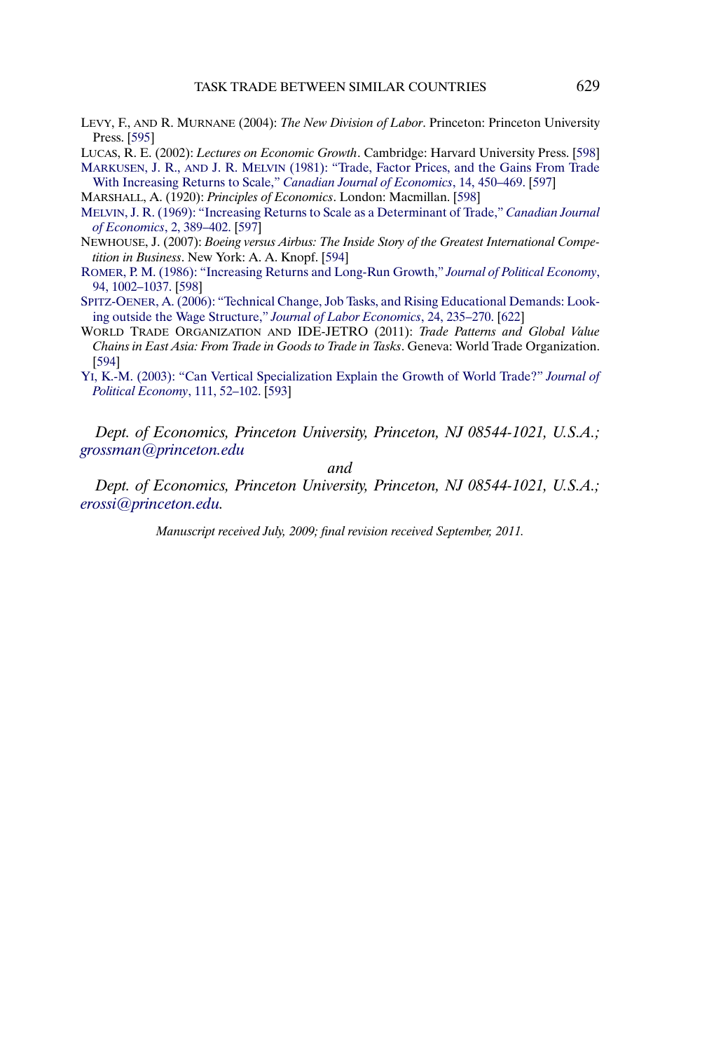LEVY, F., AND R. MURNANE (2004): *The New Division of Labor*. Princeton: Princeton University Press. [595]

LUCAS, R. E. (2002): *Lectures on Economic Growth*. Cambridge: Harvard University Press. [598]

MARKUSEN, J. R., AND J. R. MELVIN (1981): "Trade, Factor Prices, and the Gains From Trade With Increasing Returns to Scale," *Canadian Journal of Economics*, 14, 450–469. [597]

MARSHALL, A. (1920): *Principles of Economics*. London: Macmillan. [598]

MELVIN, J. R. (1969): "Increasing Returns to Scale as a Determinant of Trade," *Canadian Journal of Economics*, 2, 389–402. [597]

NEWHOUSE, J. (2007): *Boeing versus Airbus: The Inside Story of the Greatest International Competition in Business*. New York: A. A. Knopf. [594]

ROMER, P. M. (1986): "Increasing Returns and Long-Run Growth," *Journal of Political Economy*, 94, 1002–1037. [598]

SPITZ-OENER, A. (2006): "Technical Change, Job Tasks, and Rising Educational Demands: Looking outside the Wage Structure," *Journal of Labor Economics*, 24, 235–270. [622]

WORLD TRADE ORGANIZATION AND IDE-JETRO (2011): *Trade Patterns and Global Value Chains in East Asia: From Trade in Goods to Trade in Tasks*. Geneva: World Trade Organization. [594]

YI, K.-M. (2003): "Can Vertical Specialization Explain the Growth of World Trade?" *Journal of Political Economy*, 111, 52–102. [593]

*Dept. of Economics, Princeton University, Princeton, NJ 08544-1021, U.S.A.; grossman@princeton.edu*

*and*

*Dept. of Economics, Princeton University, Princeton, NJ 08544-1021, U.S.A.; erossi@princeton.edu.*

*Manuscript received July, 2009; final revision received September, 2011.*